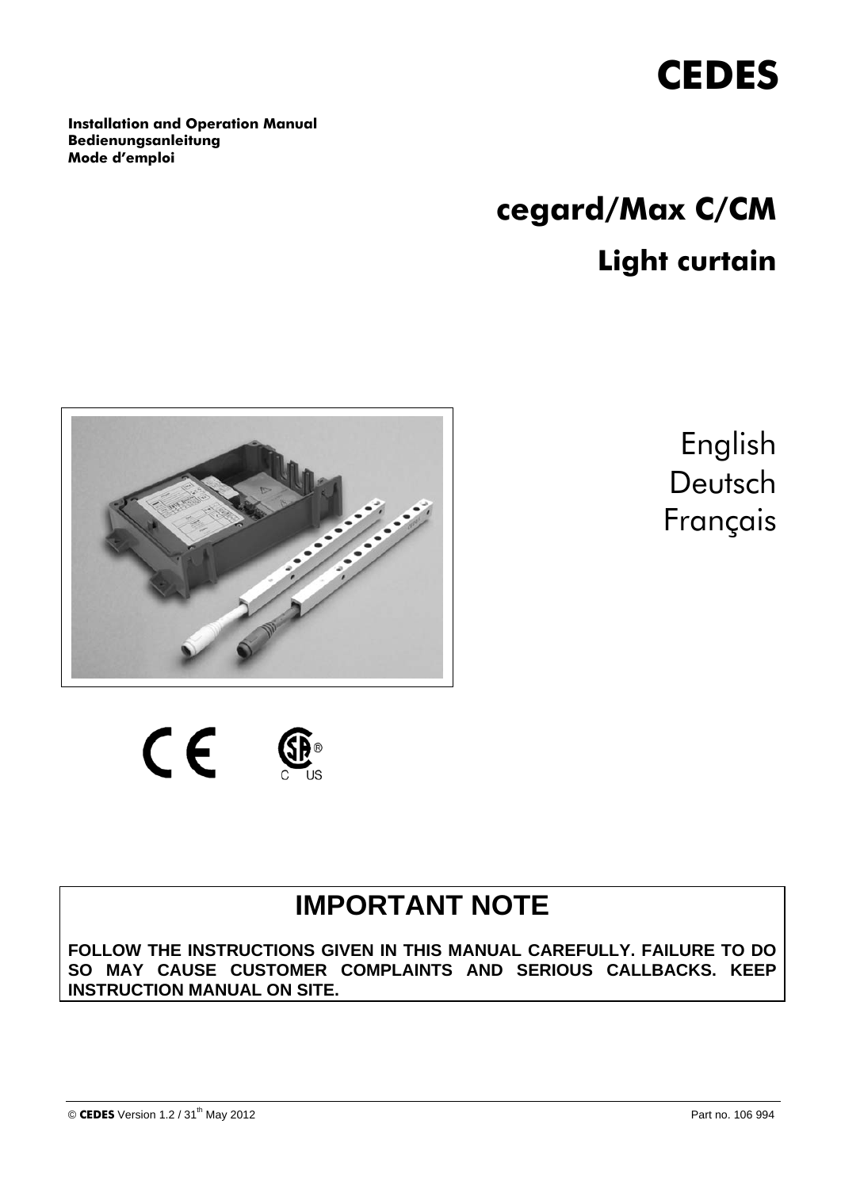# CEDES

**Installation and Operation Manual**
**Bedienungsanleitung**
**Mode d'emploi**

# cegard/Max C/CM

## Light curtain

English
Deutsch
Français

## IMPORTANT NOTE

**FOLLOW THE INSTRUCTIONS GIVEN IN THIS MANUAL CAREFULLY. FAILURE TO DO SO MAY CAUSE CUSTOMER COMPLAINTS AND SERIOUS CALLBACKS. KEEP INSTRUCTION MANUAL ON SITE.**

© **CEDES** Version 1.2 / 31th May 2012 Part no. 106 994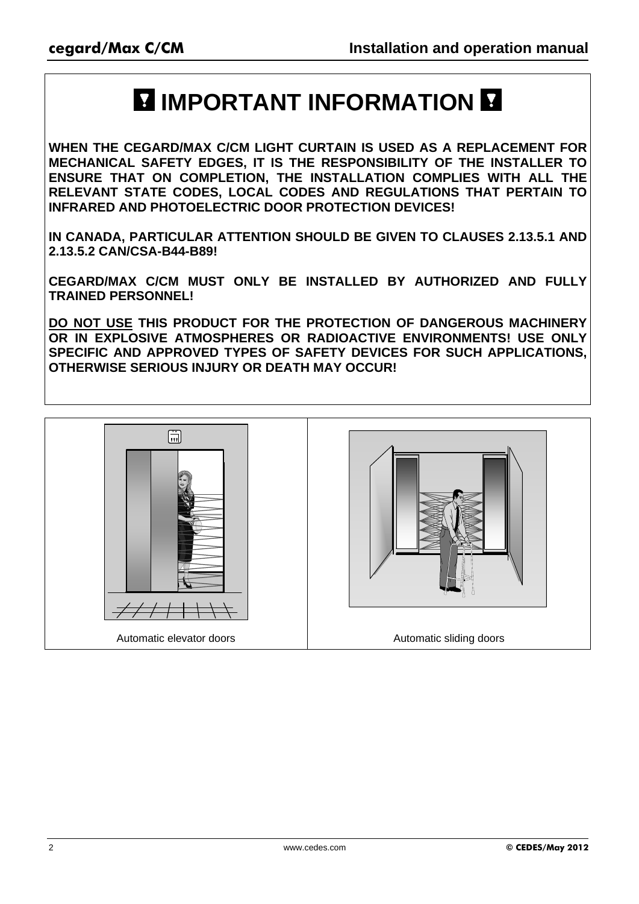# IMPORTANT INFORMATION

**WHEN THE CEGARD/MAX C/CM LIGHT CURTAIN IS USED AS A REPLACEMENT FOR MECHANICAL SAFETY EDGES, IT IS THE RESPONSIBILITY OF THE INSTALLER TO ENSURE THAT ON COMPLETION, THE INSTALLATION COMPLIES WITH ALL THE RELEVANT STATE CODES, LOCAL CODES AND REGULATIONS THAT PERTAIN TO INFRARED AND PHOTOELECTRIC DOOR PROTECTION DEVICES!**

**IN CANADA, PARTICULAR ATTENTION SHOULD BE GIVEN TO CLAUSES 2.13.5.1 AND 2.13.5.2 CAN/CSA-B44-B89!**

**CEGARD/MAX C/CM MUST ONLY BE INSTALLED BY AUTHORIZED AND FULLY TRAINED PERSONNEL!**

**DO NOT USE THIS PRODUCT FOR THE PROTECTION OF DANGEROUS MACHINERY OR IN EXPLOSIVE ATMOSPHERES OR RADIOACTIVE ENVIRONMENTS! USE ONLY SPECIFIC AND APPROVED TYPES OF SAFETY DEVICES FOR SUCH APPLICATIONS, OTHERWISE SERIOUS INJURY OR DEATH MAY OCCUR!**

| Automatic elevator doors | Automatic sliding doors |
|---|---|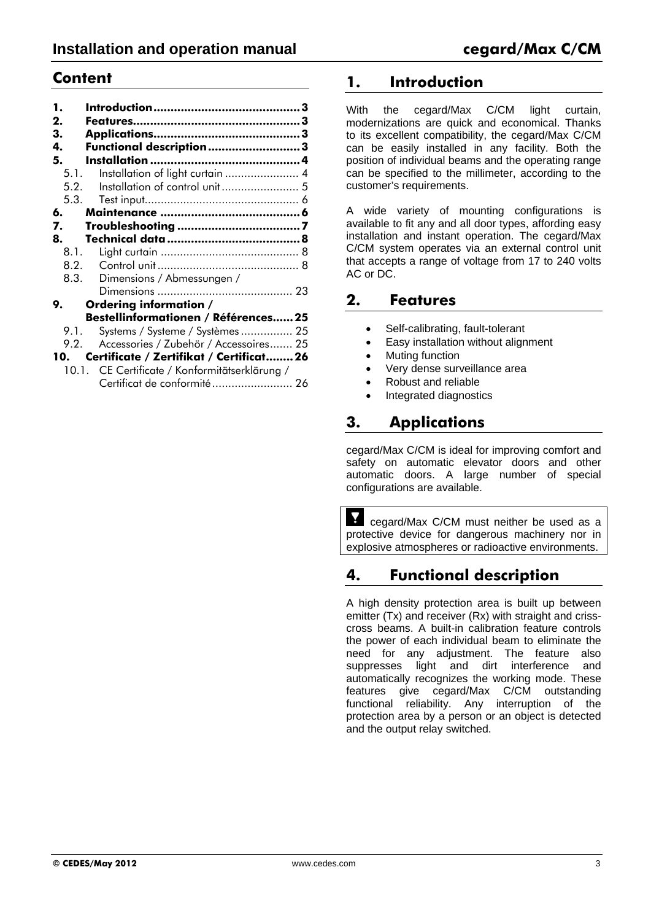## Content

| | | |
|---|---|---|
| **1.** | **Introduction** | **3** |
| **2.** | **Features** | **3** |
| **3.** | **Applications** | **3** |
| **4.** | **Functional description** | **3** |
| **5.** | **Installation** | **4** |
| 5.1. | Installation of light curtain | 4 |
| 5.2. | Installation of control unit | 5 |
| 5.3. | Test input | 6 |
| **6.** | **Maintenance** | **6** |
| **7.** | **Troubleshooting** | **7** |
| **8.** | **Technical data** | **8** |
| 8.1. | Light curtain | 8 |
| 8.2. | Control unit | 8 |
| 8.3. | Dimensions / Abmessungen / Dimensions | 23 |
| **9.** | **Ordering information / Bestellinformationen / Références** | **25** |
| 9.1. | Systems / Systeme / Systèmes | 25 |
| 9.2. | Accessories / Zubehör / Accessoires | 25 |
| **10.** | **Certificate / Zertifikat / Certificat** | **26** |
| 10.1. | CE Certificate / Konformitätserklärung / Certificat de conformité | 26 |

## 1. Introduction

With the cegard/Max C/CM light curtain, modernizations are quick and economical. Thanks to its excellent compatibility, the cegard/Max C/CM can be easily installed in any facility. Both the position of individual beams and the operating range can be specified to the millimeter, according to the customer's requirements.

A wide variety of mounting configurations is available to fit any and all door types, affording easy installation and instant operation. The cegard/Max C/CM system operates via an external control unit that accepts a range of voltage from 17 to 240 volts AC or DC.

## 2. Features

- Self-calibrating, fault-tolerant
- Easy installation without alignment
- Muting function
- Very dense surveillance area
- Robust and reliable
- Integrated diagnostics

## 3. Applications

cegard/Max C/CM is ideal for improving comfort and safety on automatic elevator doors and other automatic doors. A large number of special configurations are available.

> cegard/Max C/CM must neither be used as a protective device for dangerous machinery nor in explosive atmospheres or radioactive environments.

## 4. Functional description

A high density protection area is built up between emitter (Tx) and receiver (Rx) with straight and criss-cross beams. A built-in calibration feature controls the power of each individual beam to eliminate the need for any adjustment. The feature also suppresses light and dirt interference and automatically recognizes the working mode. These features give cegard/Max C/CM outstanding functional reliability. Any interruption of the protection area by a person or an object is detected and the output relay switched.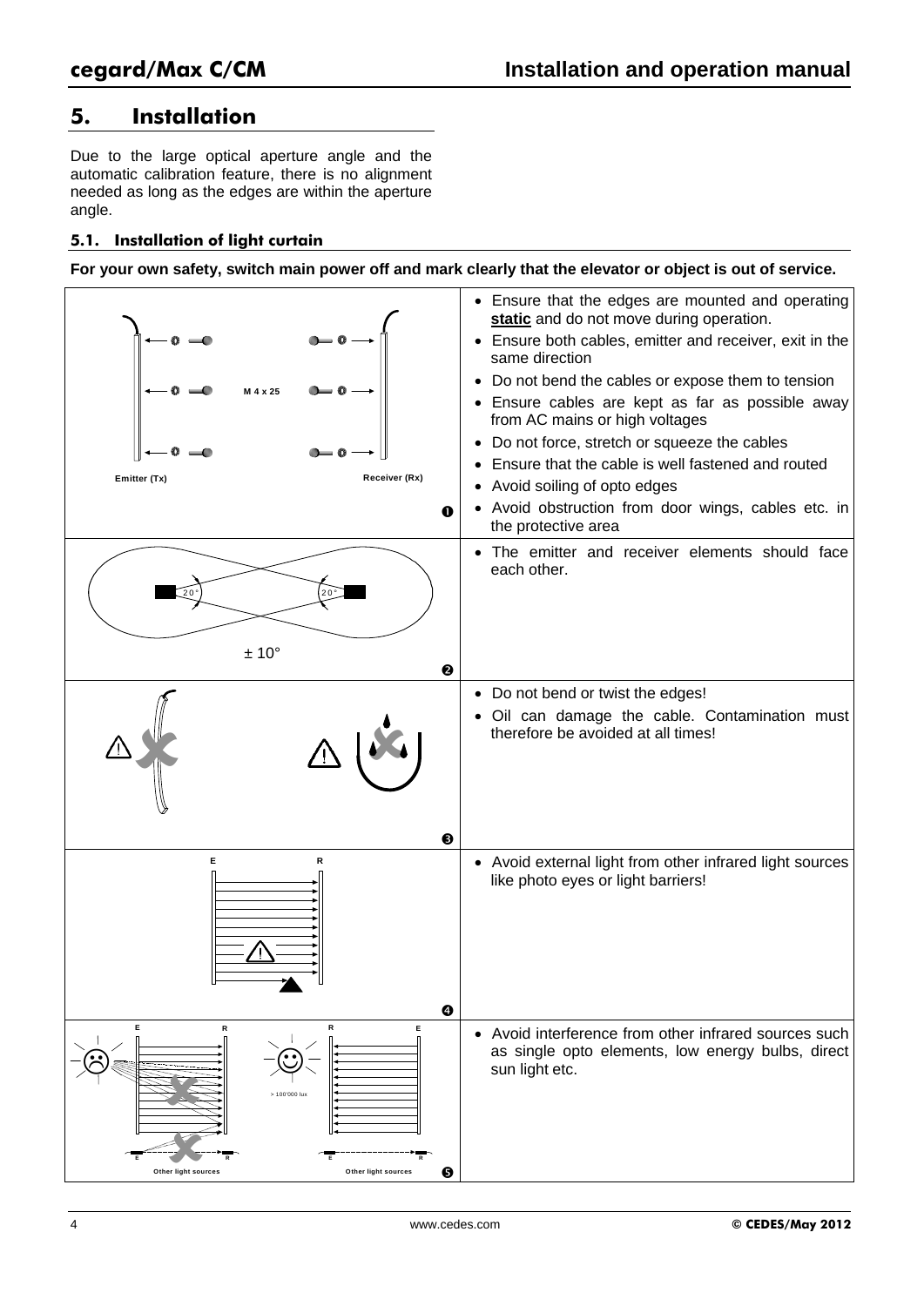## 5. Installation

Due to the large optical aperture angle and the automatic calibration feature, there is no alignment needed as long as the edges are within the aperture angle.

### 5.1. Installation of light curtain

**For your own safety, switch main power off and mark clearly that the elevator or object is out of service.**

| Figure | Instructions |
|---|---|
| M 4 x 25<br>Emitter (Tx)<br>Receiver (Rx)<br>❶ | • Ensure that the edges are mounted and operating **static** and do not move during operation.<br>• Ensure both cables, emitter and receiver, exit in the same direction<br>• Do not bend the cables or expose them to tension<br>• Ensure cables are kept as far as possible away from AC mains or high voltages<br>• Do not force, stretch or squeeze the cables<br>• Ensure that the cable is well fastened and routed<br>• Avoid soiling of opto edges<br>• Avoid obstruction from door wings, cables etc. in the protective area |
| 20°<br>20°<br>± 10°<br>❷ | • The emitter and receiver elements should face each other. |
| ❸ | • Do not bend or twist the edges!<br>• Oil can damage the cable. Contamination must therefore be avoided at all times! |
| E R<br>❹ | • Avoid external light from other infrared light sources like photo eyes or light barriers! |
| E R R E<br>> 100'000 lux<br>Other light sources<br>Other light sources<br>❺ | • Avoid interference from other infrared sources such as single opto elements, low energy bulbs, direct sun light etc. |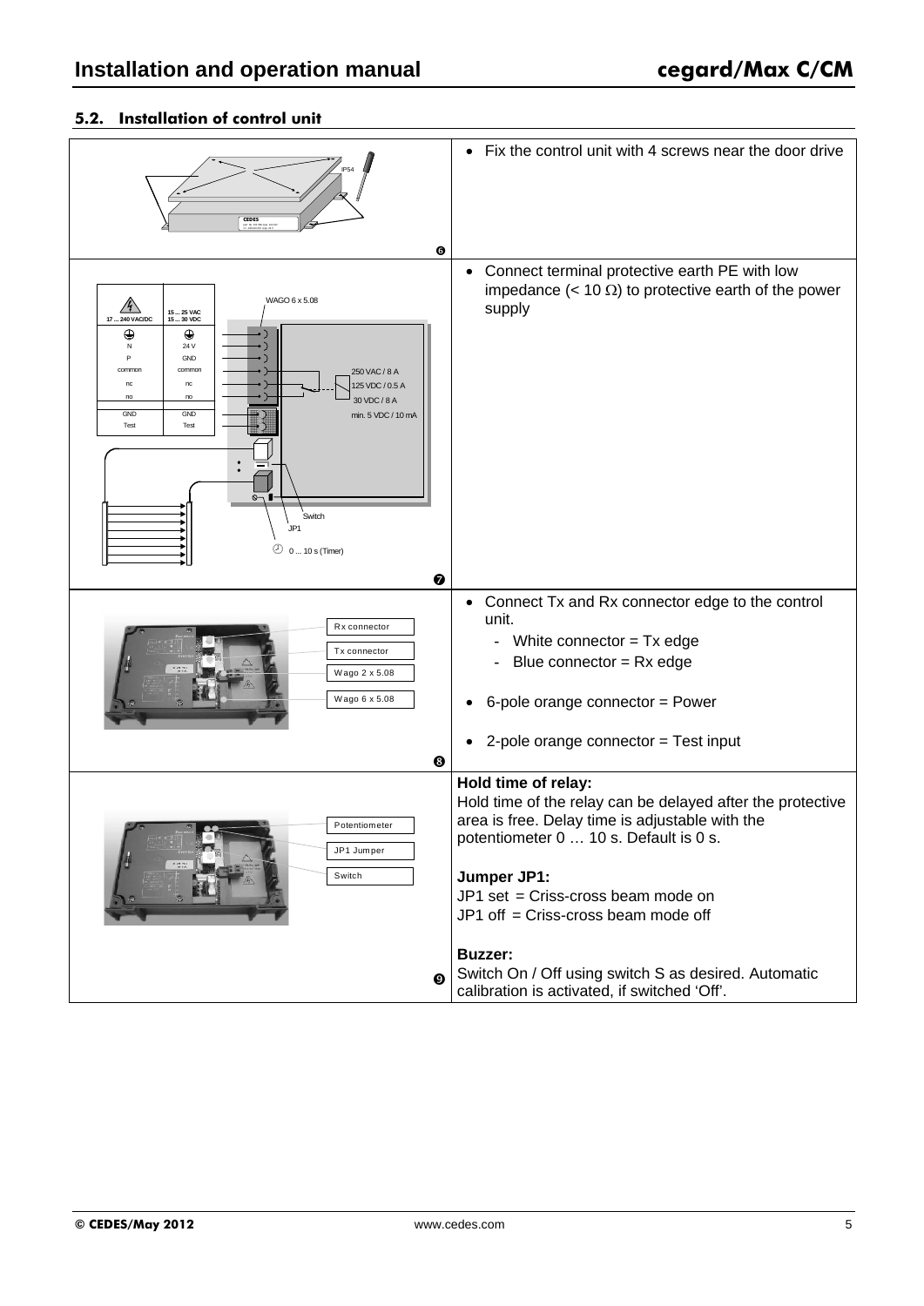## 5.2. Installation of control unit

| | |
|---|---|
| ❻ | • Fix the control unit with 4 screws near the door drive |
| ❼ | • Connect terminal protective earth PE with low impedance (< 10 Ω) to protective earth of the power supply |
| Rx connector<br>Tx connector<br>Wago 2 x 5.08<br>Wago 6 x 5.08<br>❽ | • Connect Tx and Rx connector edge to the control unit.<br>- White connector = Tx edge<br>- Blue connector = Rx edge<br>• 6-pole orange connector = Power<br>• 2-pole orange connector = Test input |
| Potentiometer<br>JP1 Jumper<br>Switch<br>❾ | **Hold time of relay:**<br>Hold time of the relay can be delayed after the protective area is free. Delay time is adjustable with the potentiometer 0 … 10 s. Default is 0 s.<br><br>**Jumper JP1:**<br>JP1 set = Criss-cross beam mode on<br>JP1 off = Criss-cross beam mode off<br><br>**Buzzer:**<br>Switch On / Off using switch S as desired. Automatic calibration is activated, if switched 'Off'. |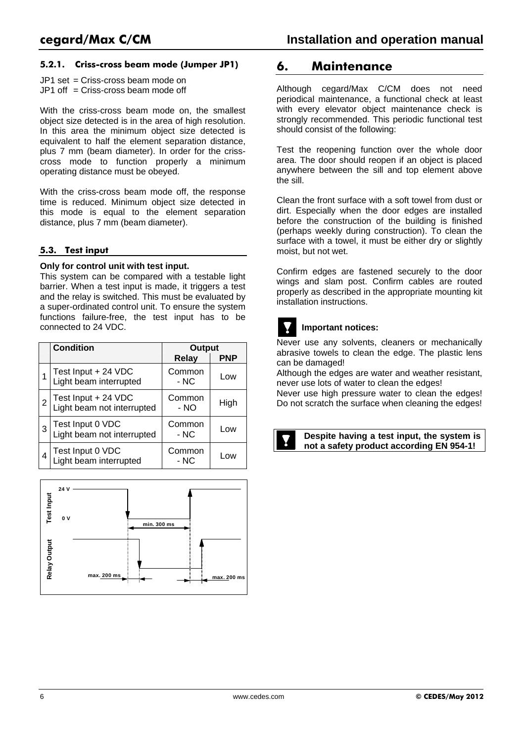#### 5.2.1. Criss-cross beam mode (Jumper JP1)

JP1 set = Criss-cross beam mode on
JP1 off = Criss-cross beam mode off

With the criss-cross beam mode on, the smallest object size detected is in the area of high resolution. In this area the minimum object size detected is equivalent to half the element separation distance, plus 7 mm (beam diameter). In order for the criss-cross mode to function properly a minimum operating distance must be obeyed.

With the criss-cross beam mode off, the response time is reduced. Minimum object size detected in this mode is equal to the element separation distance, plus 7 mm (beam diameter).

### 5.3. Test input

**Only for control unit with test input.**
This system can be compared with a testable light barrier. When a test input is made, it triggers a test and the relay is switched. This must be evaluated by a super-ordinated control unit. To ensure the system functions failure-free, the test input has to be connected to 24 VDC.

| | Condition | Output | |
|---|---|---|---|
| | | Relay | PNP |
| 1 | Test Input + 24 VDC<br>Light beam interrupted | Common - NC | Low |
| 2 | Test Input + 24 VDC<br>Light beam not interrupted | Common - NO | High |
| 3 | Test Input 0 VDC<br>Light beam not interrupted | Common - NC | Low |
| 4 | Test Input 0 VDC<br>Light beam interrupted | Common - NC | Low |

Test Input: 24 V / 0 V — min. 300 ms
Relay Output — max. 200 ms — max. 200 ms

## 6. Maintenance

Although cegard/Max C/CM does not need periodical maintenance, a functional check at least with every elevator object maintenance check is strongly recommended. This periodic functional test should consist of the following:

Test the reopening function over the whole door area. The door should reopen if an object is placed anywhere between the sill and top element above the sill.

Clean the front surface with a soft towel from dust or dirt. Especially when the door edges are installed before the construction of the building is finished (perhaps weekly during construction). To clean the surface with a towel, it must be either dry or slightly moist, but not wet.

Confirm edges are fastened securely to the door wings and slam post. Confirm cables are routed properly as described in the appropriate mounting kit installation instructions.

**Important notices:**

Never use any solvents, cleaners or mechanically abrasive towels to clean the edge. The plastic lens can be damaged!
Although the edges are water and weather resistant, never use lots of water to clean the edges!
Never use high pressure water to clean the edges!
Do not scratch the surface when cleaning the edges!

**Despite having a test input, the system is not a safety product according EN 954-1!**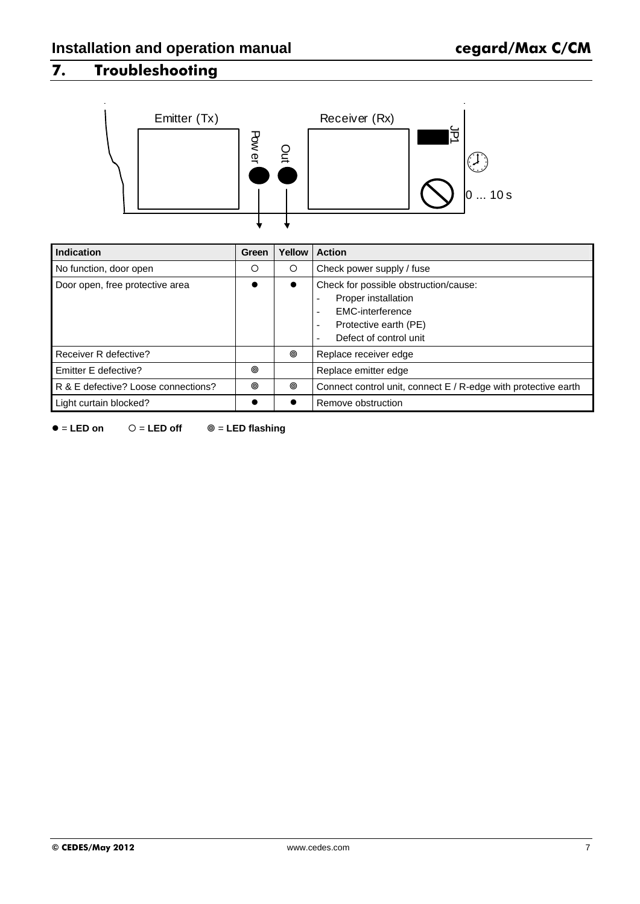# 7. Troubleshooting

Emitter (Tx) | Power | Out | Receiver (Rx) | JP1 | 0 ... 10 s

| Indication | Green | Yellow | Action |
|---|---|---|---|
| No function, door open | ○ | ○ | Check power supply / fuse |
| Door open, free protective area | ● | ● | Check for possible obstruction/cause:<br>- Proper installation<br>- EMC-interference<br>- Protective earth (PE)<br>- Defect of control unit |
| Receiver R defective? | | ◎ | Replace receiver edge |
| Emitter E defective? | ◎ | | Replace emitter edge |
| R & E defective? Loose connections? | ◎ | ◎ | Connect control unit, connect E / R-edge with protective earth |
| Light curtain blocked? | ● | ● | Remove obstruction |

● = **LED on** ○ = **LED off** ◎ = **LED flashing**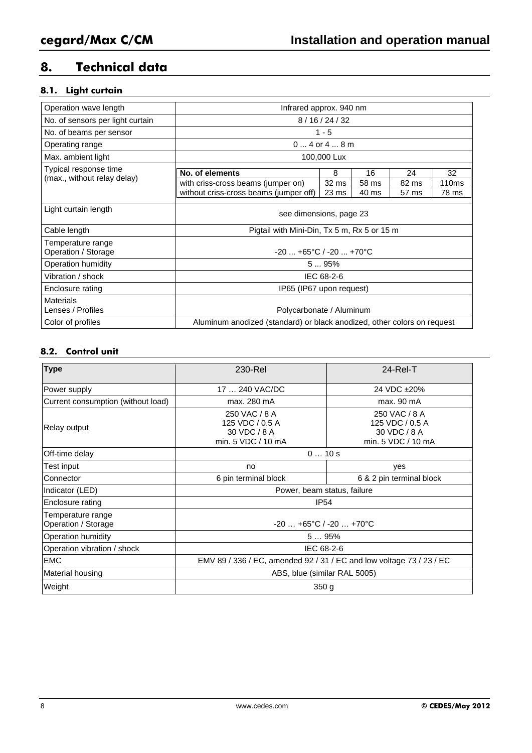# 8. Technical data

## 8.1. Light curtain

| Operation wave length | Infrared approx. 940 nm | | | | |
|---|---|---|---|---|---|
| No. of sensors per light curtain | 8 / 16 / 24 / 32 | | | | |
| No. of beams per sensor | 1 - 5 | | | | |
| Operating range | 0 ... 4 or 4 ... 8 m | | | | |
| Max. ambient light | 100,000 Lux | | | | |
| Typical response time (max., without relay delay) | **No. of elements** | 8 | 16 | 24 | 32 |
| | with criss-cross beams (jumper on) | 32 ms | 58 ms | 82 ms | 110ms |
| | without criss-cross beams (jumper off) | 23 ms | 40 ms | 57 ms | 78 ms |
| Light curtain length | see dimensions, page 23 | | | | |
| Cable length | Pigtail with Mini-Din, Tx 5 m, Rx 5 or 15 m | | | | |
| Temperature range Operation / Storage | -20 ... +65°C / -20 ... +70°C | | | | |
| Operation humidity | 5 ... 95% | | | | |
| Vibration / shock | IEC 68-2-6 | | | | |
| Enclosure rating | IP65 (IP67 upon request) | | | | |
| Materials Lenses / Profiles | Polycarbonate / Aluminum | | | | |
| Color of profiles | Aluminum anodized (standard) or black anodized, other colors on request | | | | |

## 8.2. Control unit

| **Type** | 230-Rel | 24-Rel-T |
|---|---|---|
| Power supply | 17 … 240 VAC/DC | 24 VDC ±20% |
| Current consumption (without load) | max. 280 mA | max. 90 mA |
| Relay output | 250 VAC / 8 A<br>125 VDC / 0.5 A<br>30 VDC / 8 A<br>min. 5 VDC / 10 mA | 250 VAC / 8 A<br>125 VDC / 0.5 A<br>30 VDC / 8 A<br>min. 5 VDC / 10 mA |
| Off-time delay | 0 … 10 s | |
| Test input | no | yes |
| Connector | 6 pin terminal block | 6 & 2 pin terminal block |
| Indicator (LED) | Power, beam status, failure | |
| Enclosure rating | IP54 | |
| Temperature range Operation / Storage | -20 … +65°C / -20 … +70°C | |
| Operation humidity | 5 … 95% | |
| Operation vibration / shock | IEC 68-2-6 | |
| EMC | EMV 89 / 336 / EC, amended 92 / 31 / EC and low voltage 73 / 23 / EC | |
| Material housing | ABS, blue (similar RAL 5005) | |
| Weight | 350 g | |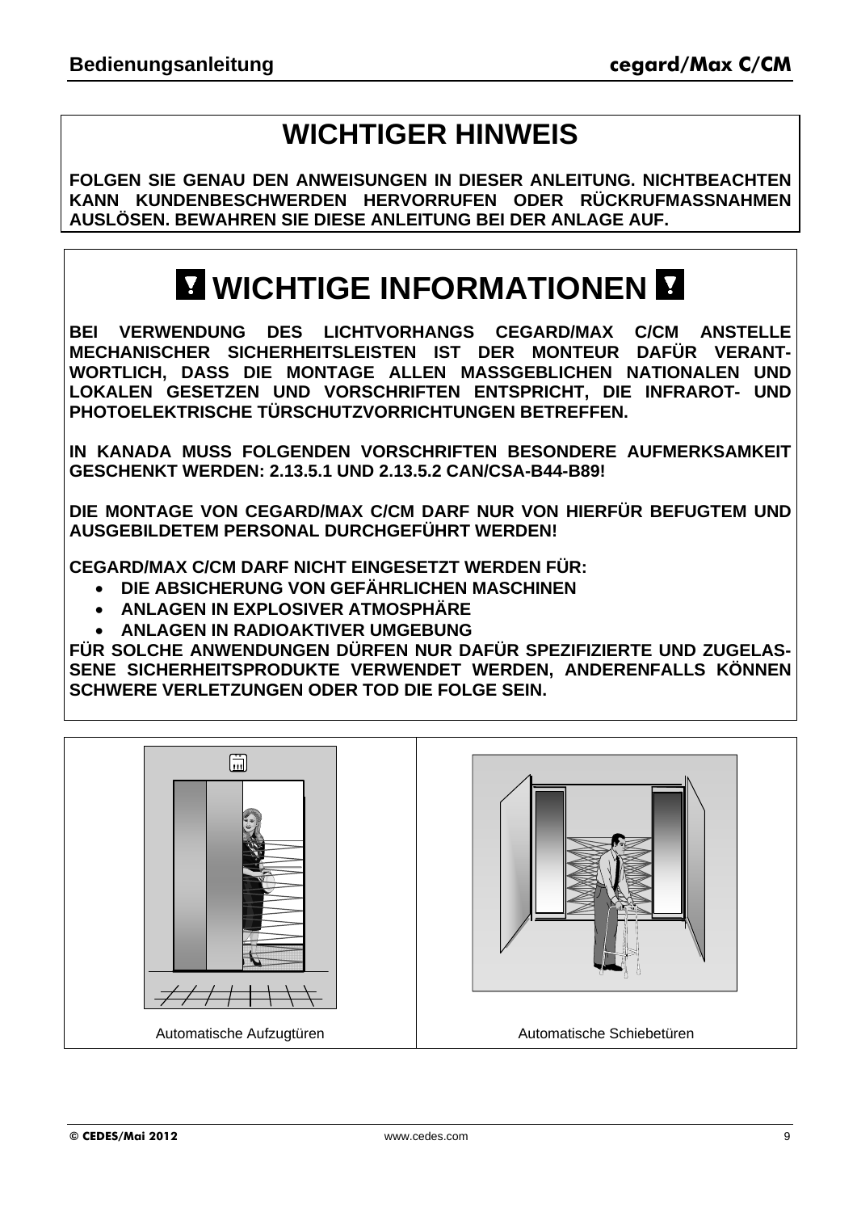# WICHTIGER HINWEIS

**FOLGEN SIE GENAU DEN ANWEISUNGEN IN DIESER ANLEITUNG. NICHTBEACHTEN KANN KUNDENBESCHWERDEN HERVORRUFEN ODER RÜCKRUFMASSNAHMEN AUSLÖSEN. BEWAHREN SIE DIESE ANLEITUNG BEI DER ANLAGE AUF.**

# WICHTIGE INFORMATIONEN

**BEI VERWENDUNG DES LICHTVORHANGS CEGARD/MAX C/CM ANSTELLE MECHANISCHER SICHERHEITSLEISTEN IST DER MONTEUR DAFÜR VERANTWORTLICH, DASS DIE MONTAGE ALLEN MASSGEBLICHEN NATIONALEN UND LOKALEN GESETZEN UND VORSCHRIFTEN ENTSPRICHT, DIE INFRAROT- UND PHOTOELEKTRISCHE TÜRSCHUTZVORRICHTUNGEN BETREFFEN.**

**IN KANADA MUSS FOLGENDEN VORSCHRIFTEN BESONDERE AUFMERKSAMKEIT GESCHENKT WERDEN: 2.13.5.1 UND 2.13.5.2 CAN/CSA-B44-B89!**

**DIE MONTAGE VON CEGARD/MAX C/CM DARF NUR VON HIERFÜR BEFUGTEM UND AUSGEBILDETEM PERSONAL DURCHGEFÜHRT WERDEN!**

**CEGARD/MAX C/CM DARF NICHT EINGESETZT WERDEN FÜR:**

- **DIE ABSICHERUNG VON GEFÄHRLICHEN MASCHINEN**
- **ANLAGEN IN EXPLOSIVER ATMOSPHÄRE**
- **ANLAGEN IN RADIOAKTIVER UMGEBUNG**

**FÜR SOLCHE ANWENDUNGEN DÜRFEN NUR DAFÜR SPEZIFIZIERTE UND ZUGELASSENE SICHERHEITSPRODUKTE VERWENDET WERDEN, ANDERENFALLS KÖNNEN SCHWERE VERLETZUNGEN ODER TOD DIE FOLGE SEIN.**

| Automatische Aufzugtüren | Automatische Schiebetüren |
|---|---|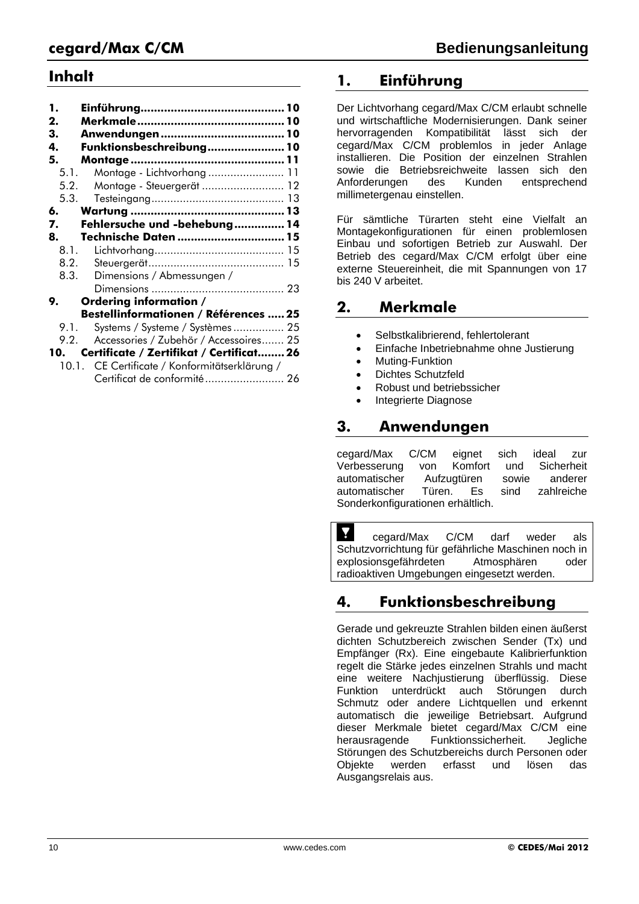## Inhalt

**1. Einführung** .......... 10
**2. Merkmale** .......... 10
**3. Anwendungen** .......... 10
**4. Funktionsbeschreibung** .......... 10
**5. Montage** .......... 11
- 5.1. Montage - Lichtvorhang .......... 11
- 5.2. Montage - Steuergerät .......... 12
- 5.3. Testeingang .......... 13

**6. Wartung** .......... 13
**7. Fehlersuche und -behebung** .......... 14
**8. Technische Daten** .......... 15
- 8.1. Lichtvorhang .......... 15
- 8.2. Steuergerät .......... 15
- 8.3. Dimensions / Abmessungen / Dimensions .......... 23

**9. Ordering information / Bestellinformationen / Références** .......... 25
- 9.1. Systems / Systeme / Systèmes .......... 25
- 9.2. Accessories / Zubehör / Accessoires .......... 25

**10. Certificate / Zertifikat / Certificat** .......... 26
- 10.1. CE Certificate / Konformitätserklärung / Certificat de conformité .......... 26

## 1. Einführung

Der Lichtvorhang cegard/Max C/CM erlaubt schnelle und wirtschaftliche Modernisierungen. Dank seiner hervorragenden Kompatibilität lässt sich der cegard/Max C/CM problemlos in jeder Anlage installieren. Die Position der einzelnen Strahlen sowie die Betriebsreichweite lassen sich den Anforderungen des Kunden entsprechend millimetergenau einstellen.

Für sämtliche Türarten steht eine Vielfalt an Montagekonfigurationen für einen problemlosen Einbau und sofortigen Betrieb zur Auswahl. Der Betrieb des cegard/Max C/CM erfolgt über eine externe Steuereinheit, die mit Spannungen von 17 bis 240 V arbeitet.

## 2. Merkmale

- Selbstkalibrierend, fehlertolerant
- Einfache Inbetriebnahme ohne Justierung
- Muting-Funktion
- Dichtes Schutzfeld
- Robust und betriebssicher
- Integrierte Diagnose

## 3. Anwendungen

cegard/Max C/CM eignet sich ideal zur Verbesserung von Komfort und Sicherheit automatischer Aufzugtüren sowie anderer automatischer Türen. Es sind zahlreiche Sonderkonfigurationen erhältlich.

> cegard/Max C/CM darf weder als Schutzvorrichtung für gefährliche Maschinen noch in explosionsgefährdeten Atmosphären oder radioaktiven Umgebungen eingesetzt werden.

## 4. Funktionsbeschreibung

Gerade und gekreuzte Strahlen bilden einen äußerst dichten Schutzbereich zwischen Sender (Tx) und Empfänger (Rx). Eine eingebaute Kalibrierfunktion regelt die Stärke jedes einzelnen Strahls und macht eine weitere Nachjustierung überflüssig. Diese Funktion unterdrückt auch Störungen durch Schmutz oder andere Lichtquellen und erkennt automatisch die jeweilige Betriebsart. Aufgrund dieser Merkmale bietet cegard/Max C/CM eine herausragende Funktionssicherheit. Jegliche Störungen des Schutzbereichs durch Personen oder Objekte werden erfasst und lösen das Ausgangsrelais aus.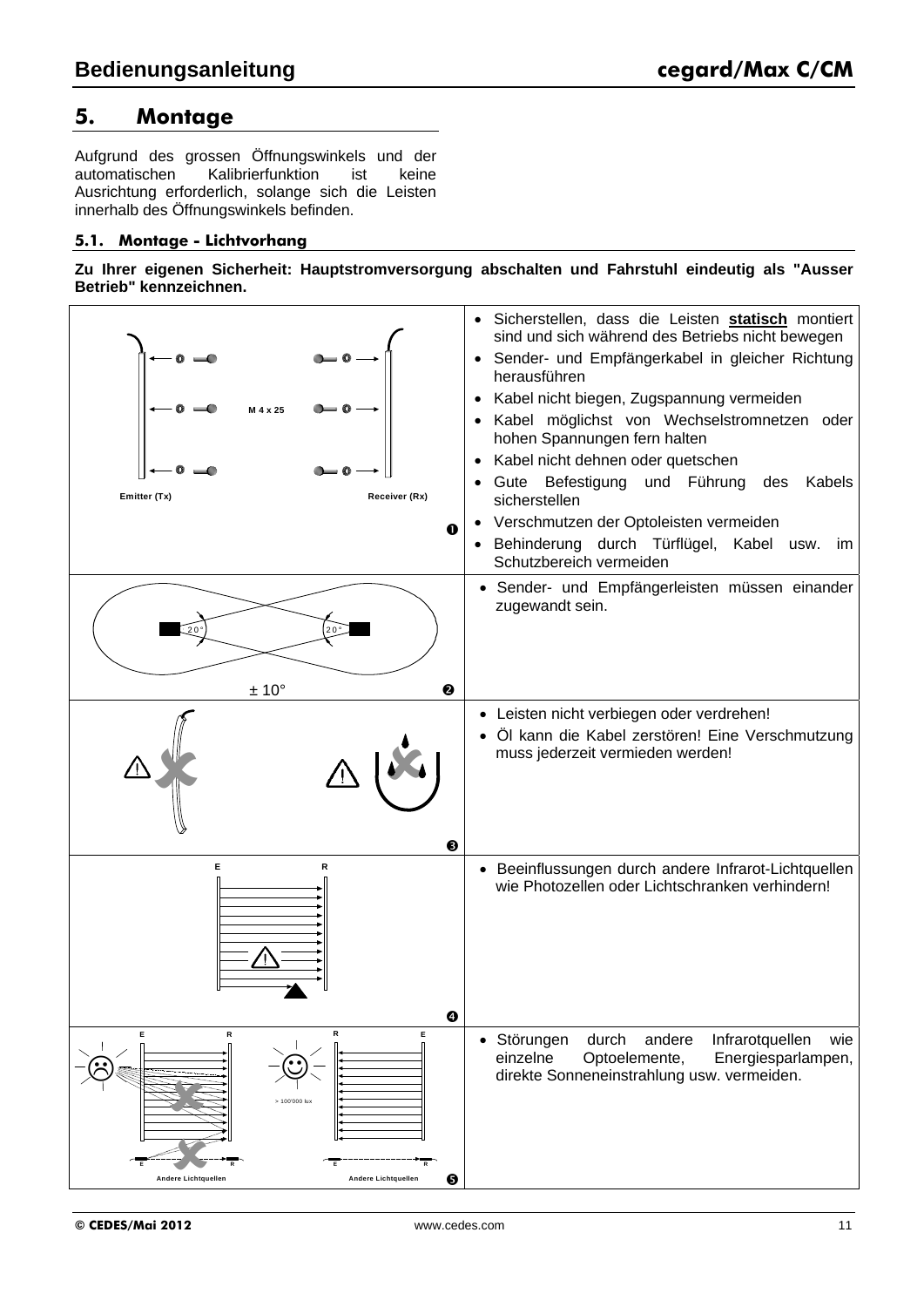## 5. Montage

Aufgrund des grossen Öffnungswinkels und der automatischen Kalibrierfunktion ist keine Ausrichtung erforderlich, solange sich die Leisten innerhalb des Öffnungswinkels befinden.

### 5.1. Montage - Lichtvorhang

**Zu Ihrer eigenen Sicherheit: Hauptstromversorgung abschalten und Fahrstuhl eindeutig als "Ausser Betrieb" kennzeichnen.**

| | |
|---|---|
| M 4 x 25<br>Emitter (Tx) Receiver (Rx)<br>❶ | • Sicherstellen, dass die Leisten **statisch** montiert sind und sich während des Betriebs nicht bewegen<br>• Sender- und Empfängerkabel in gleicher Richtung herausführen<br>• Kabel nicht biegen, Zugspannung vermeiden<br>• Kabel möglichst von Wechselstromnetzen oder hohen Spannungen fern halten<br>• Kabel nicht dehnen oder quetschen<br>• Gute Befestigung und Führung des Kabels sicherstellen<br>• Verschmutzen der Optoleisten vermeiden<br>• Behinderung durch Türflügel, Kabel usw. im Schutzbereich vermeiden |
| 20° 20°<br>± 10°<br>❷ | • Sender- und Empfängerleisten müssen einander zugewandt sein. |
| ❸ | • Leisten nicht verbiegen oder verdrehen!<br>• Öl kann die Kabel zerstören! Eine Verschmutzung muss jederzeit vermieden werden! |
| E R<br>❹ | • Beeinflussungen durch andere Infrarot-Lichtquellen wie Photozellen oder Lichtschranken verhindern! |
| E R R E<br>> 100'000 lux<br>Andere Lichtquellen Andere Lichtquellen<br>❺ | • Störungen durch andere Infrarotquellen wie einzelne Optoelemente, Energiesparlampen, direkte Sonneneinstrahlung usw. vermeiden. |

**© CEDES/Mai 2012** www.cedes.com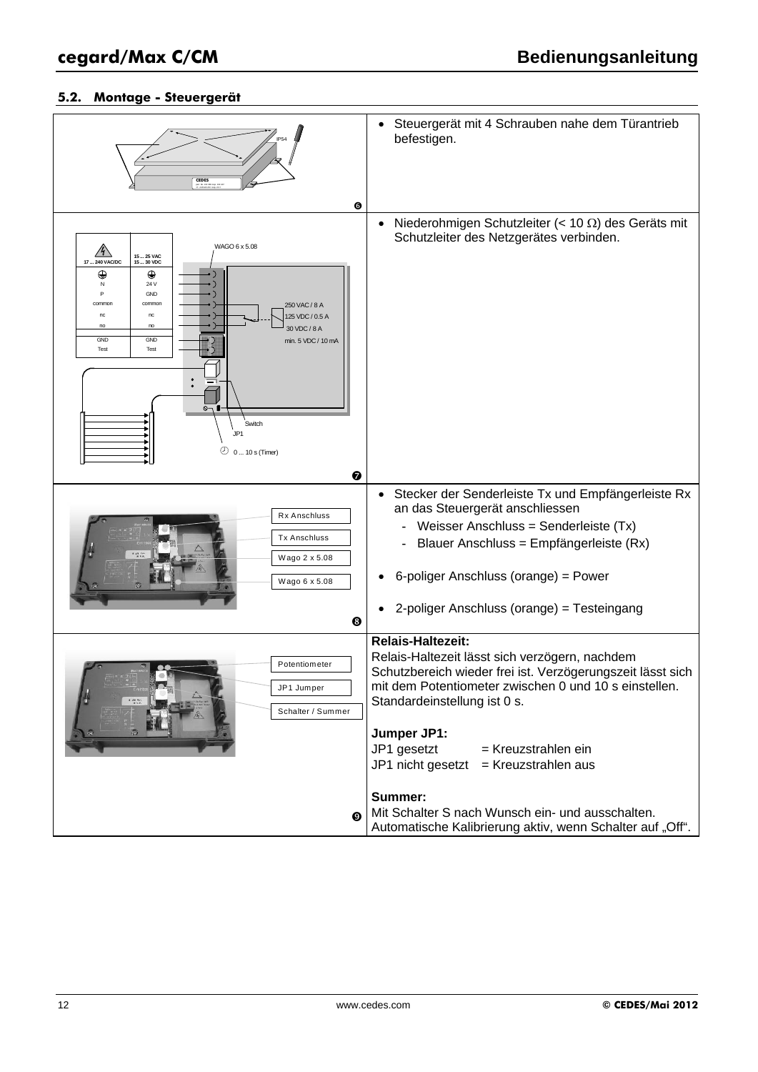## 5.2. Montage - Steuergerät

| | |
|---|---|
| ❻ | • Steuergerät mit 4 Schrauben nahe dem Türantrieb befestigen. |
| ❼ | • Niederohmigen Schutzleiter (< 10 Ω) des Geräts mit Schutzleiter des Netzgerätes verbinden. |
| ❽ | • Stecker der Senderleiste Tx und Empfängerleiste Rx an das Steuergerät anschliessen<br>- Weisser Anschluss = Senderleiste (Tx)<br>- Blauer Anschluss = Empfängerleiste (Rx)<br><br>• 6-poliger Anschluss (orange) = Power<br><br>• 2-poliger Anschluss (orange) = Testeingang |
| ❾ | **Relais-Haltezeit:**<br>Relais-Haltezeit lässt sich verzögern, nachdem Schutzbereich wieder frei ist. Verzögerungszeit lässt sich mit dem Potentiometer zwischen 0 und 10 s einstellen. Standardeinstellung ist 0 s.<br><br>**Jumper JP1:**<br>JP1 gesetzt = Kreuzstrahlen ein<br>JP1 nicht gesetzt = Kreuzstrahlen aus<br><br>**Summer:**<br>Mit Schalter S nach Wunsch ein- und ausschalten. Automatische Kalibrierung aktiv, wenn Schalter auf „Off". |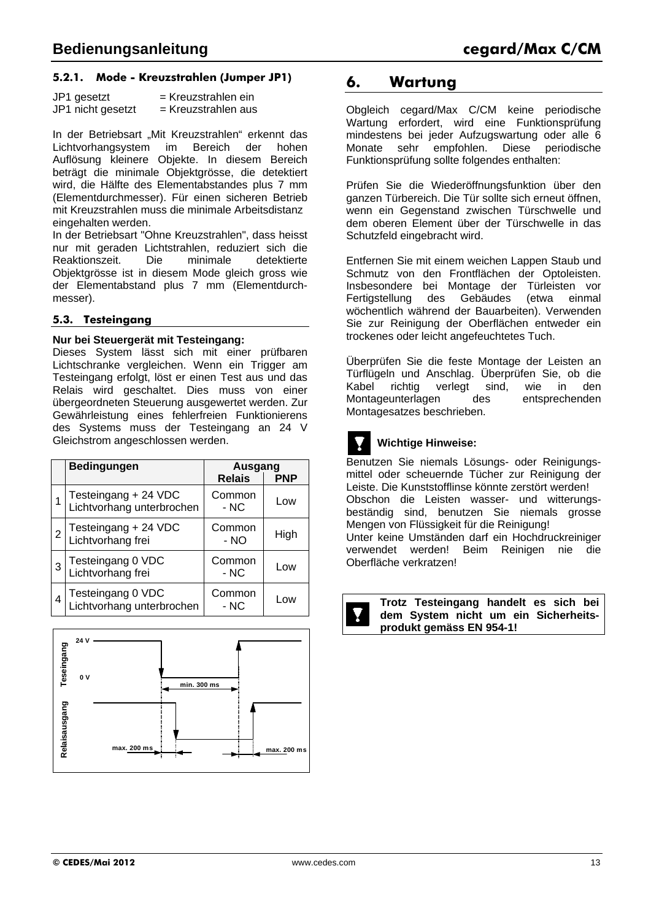#### 5.2.1. Mode - Kreuzstrahlen (Jumper JP1)

JP1 gesetzt = Kreuzstrahlen ein
JP1 nicht gesetzt = Kreuzstrahlen aus

In der Betriebsart „Mit Kreuzstrahlen“ erkennt das Lichtvorhangsystem im Bereich der hohen Auflösung kleinere Objekte. In diesem Bereich beträgt die minimale Objektgrösse, die detektiert wird, die Hälfte des Elementabstandes plus 7 mm (Elementdurchmesser). Für einen sicheren Betrieb mit Kreuzstrahlen muss die minimale Arbeitsdistanz eingehalten werden.
In der Betriebsart "Ohne Kreuzstrahlen", dass heisst nur mit geraden Lichtstrahlen, reduziert sich die Reaktionszeit. Die minimale detektierte Objektgrösse ist in diesem Mode gleich gross wie der Elementabstand plus 7 mm (Elementdurchmesser).

### 5.3. Testeingang

**Nur bei Steuergerät mit Testeingang:**
Dieses System lässt sich mit einer prüfbaren Lichtschranke vergleichen. Wenn ein Trigger am Testeingang erfolgt, löst er einen Test aus und das Relais wird geschaltet. Dies muss von einer übergeordneten Steuerung ausgewertet werden. Zur Gewährleistung eines fehlerfreien Funktionierens des Systems muss der Testeingang an 24 V Gleichstrom angeschlossen werden.

| | Bedingungen | Ausgang | |
|---|---|---|---|
| | | Relais | PNP |
| 1 | Testeingang + 24 VDC Lichtvorhang unterbrochen | Common - NC | Low |
| 2 | Testeingang + 24 VDC Lichtvorhang frei | Common - NO | High |
| 3 | Testeingang 0 VDC Lichtvorhang frei | Common - NC | Low |
| 4 | Testeingang 0 VDC Lichtvorhang unterbrochen | Common - NC | Low |

Teseingang: 24 V / 0 V — min. 300 ms
Relaisausgang — max. 200 ms — max. 200 ms

## 6. Wartung

Obgleich cegard/Max C/CM keine periodische Wartung erfordert, wird eine Funktionsprüfung mindestens bei jeder Aufzugswartung oder alle 6 Monate sehr empfohlen. Diese periodische Funktionsprüfung sollte folgendes enthalten:

Prüfen Sie die Wiederöffnungsfunktion über den ganzen Türbereich. Die Tür sollte sich erneut öffnen, wenn ein Gegenstand zwischen Türschwelle und dem oberen Element über der Türschwelle in das Schutzfeld eingebracht wird.

Entfernen Sie mit einem weichen Lappen Staub und Schmutz von den Frontflächen der Optoleisten. Insbesondere bei Montage der Türleisten vor Fertigstellung des Gebäudes (etwa einmal wöchentlich während der Bauarbeiten). Verwenden Sie zur Reinigung der Oberflächen entweder ein trockenes oder leicht angefeuchtetes Tuch.

Überprüfen Sie die feste Montage der Leisten an Türflügeln und Anschlag. Überprüfen Sie, ob die Kabel richtig verlegt sind, wie in den Montageunterlagen des entsprechenden Montagesatzes beschrieben.

**Wichtige Hinweise:**

Benutzen Sie niemals Lösungs- oder Reinigungsmittel oder scheuernde Tücher zur Reinigung der Leiste. Die Kunststofflinse könnte zerstört werden!
Obschon die Leisten wasser- und witterungsbeständig sind, benutzen Sie niemals grosse Mengen von Flüssigkeit für die Reinigung!
Unter keine Umständen darf ein Hochdruckreiniger verwendet werden! Beim Reinigen nie die Oberfläche verkratzen!

**Trotz Testeingang handelt es sich bei dem System nicht um ein Sicherheitsprodukt gemäss EN 954-1!**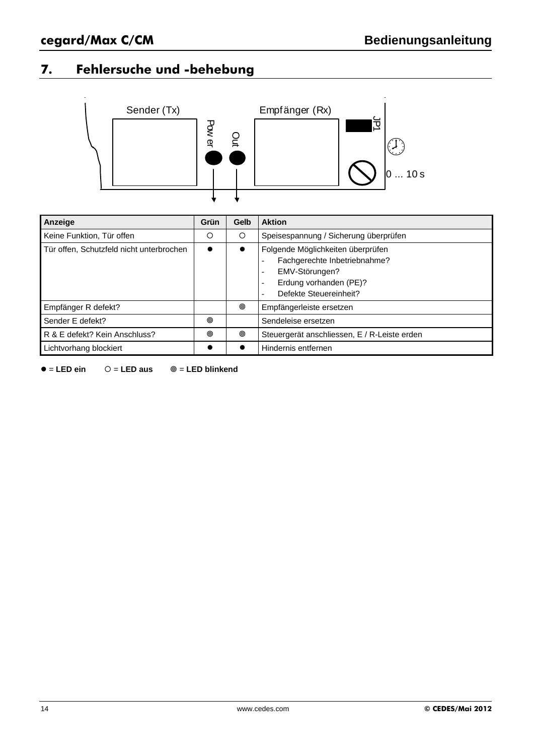## 7. Fehlersuche und -behebung

Sender (Tx)

Power

Out

Empfänger (Rx)

JP1

0 ... 10 s

| Anzeige | Grün | Gelb | Aktion |
|---|---|---|---|
| Keine Funktion, Tür offen | ○ | ○ | Speisespannung / Sicherung überprüfen |
| Tür offen, Schutzfeld nicht unterbrochen | ● | ● | Folgende Möglichkeiten überprüfen<br>- Fachgerechte Inbetriebnahme?<br>- EMV-Störungen?<br>- Erdung vorhanden (PE)?<br>- Defekte Steuereinheit? |
| Empfänger R defekt? | | ◎ | Empfängerleiste ersetzen |
| Sender E defekt? | ◎ | | Sendeleise ersetzen |
| R & E defekt? Kein Anschluss? | ◎ | ◎ | Steuergerät anschliessen, E / R-Leiste erden |
| Lichtvorhang blockiert | ● | ● | Hindernis entfernen |

● = **LED ein** ○ = **LED aus** ◎ = **LED blinkend**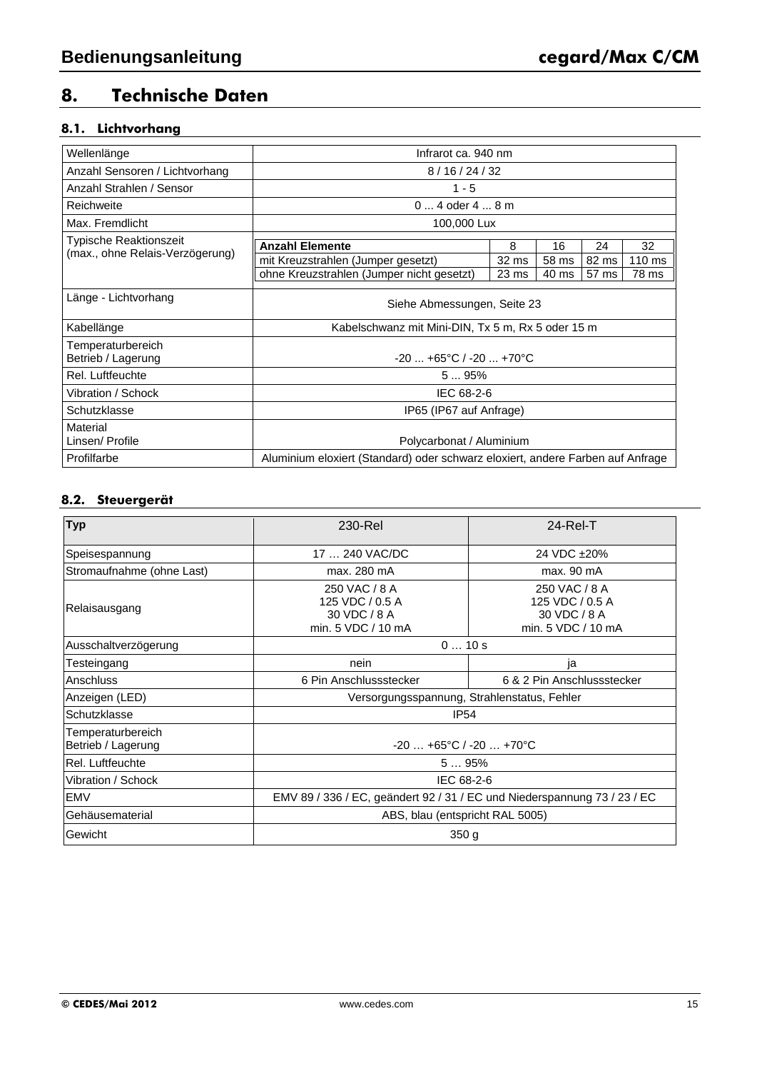# 8. Technische Daten

## 8.1. Lichtvorhang

| Wellenlänge | Infrarot ca. 940 nm |
|---|---|
| Anzahl Sensoren / Lichtvorhang | 8 / 16 / 24 / 32 |
| Anzahl Strahlen / Sensor | 1 - 5 |
| Reichweite | 0 ... 4 oder 4 ... 8 m |
| Max. Fremdlicht | 100,000 Lux |
| Typische Reaktionszeit (max., ohne Relais-Verzögerung) | siehe Tabelle unten |
| Länge - Lichtvorhang | Siehe Abmessungen, Seite 23 |
| Kabellänge | Kabelschwanz mit Mini-DIN, Tx 5 m, Rx 5 oder 15 m |
| Temperaturbereich Betrieb / Lagerung | -20 ... +65°C / -20 ... +70°C |
| Rel. Luftfeuchte | 5 ... 95% |
| Vibration / Schock | IEC 68-2-6 |
| Schutzklasse | IP65 (IP67 auf Anfrage) |
| Material Linsen/ Profile | Polycarbonat / Aluminium |
| Profilfarbe | Aluminium eloxiert (Standard) oder schwarz eloxiert, andere Farben auf Anfrage |

Typische Reaktionszeit (max., ohne Relais-Verzögerung):

| Anzahl Elemente | 8 | 16 | 24 | 32 |
|---|---|---|---|---|
| mit Kreuzstrahlen (Jumper gesetzt) | 32 ms | 58 ms | 82 ms | 110 ms |
| ohne Kreuzstrahlen (Jumper nicht gesetzt) | 23 ms | 40 ms | 57 ms | 78 ms |

## 8.2. Steuergerät

| Typ | 230-Rel | 24-Rel-T |
|---|---|---|
| Speisespannung | 17 … 240 VAC/DC | 24 VDC ±20% |
| Stromaufnahme (ohne Last) | max. 280 mA | max. 90 mA |
| Relaisausgang | 250 VAC / 8 A<br>125 VDC / 0.5 A<br>30 VDC / 8 A<br>min. 5 VDC / 10 mA | 250 VAC / 8 A<br>125 VDC / 0.5 A<br>30 VDC / 8 A<br>min. 5 VDC / 10 mA |
| Ausschaltverzögerung | 0 … 10 s | |
| Testeingang | nein | ja |
| Anschluss | 6 Pin Anschlussstecker | 6 & 2 Pin Anschlussstecker |
| Anzeigen (LED) | Versorgungsspannung, Strahlenstatus, Fehler | |
| Schutzklasse | IP54 | |
| Temperaturbereich Betrieb / Lagerung | -20 … +65°C / -20 … +70°C | |
| Rel. Luftfeuchte | 5 … 95% | |
| Vibration / Schock | IEC 68-2-6 | |
| EMV | EMV 89 / 336 / EC, geändert 92 / 31 / EC und Niederspannung 73 / 23 / EC | |
| Gehäusematerial | ABS, blau (entspricht RAL 5005) | |
| Gewicht | 350 g | |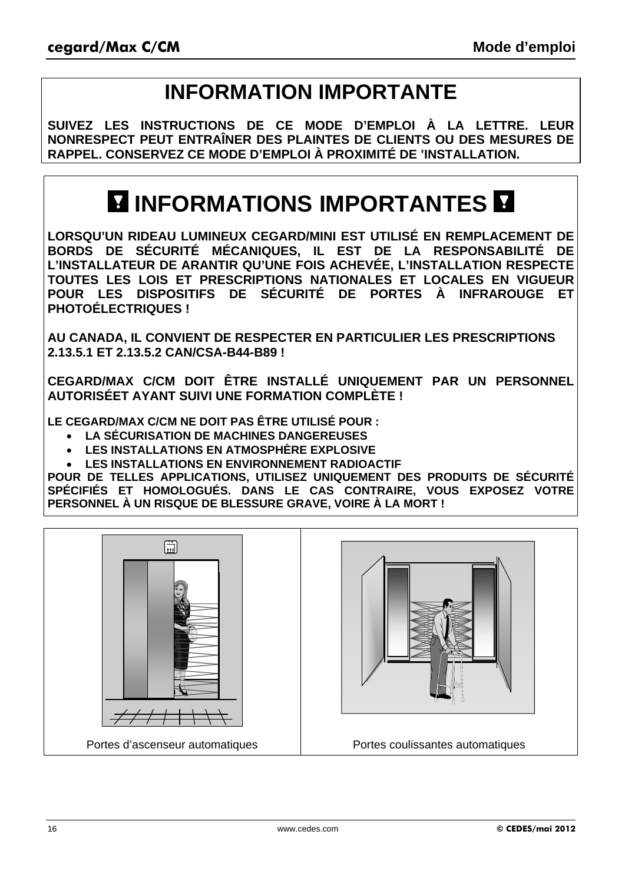# INFORMATION IMPORTANTE

**SUIVEZ LES INSTRUCTIONS DE CE MODE D'EMPLOI À LA LETTRE. LEUR NONRESPECT PEUT ENTRAÎNER DES PLAINTES DE CLIENTS OU DES MESURES DE RAPPEL. CONSERVEZ CE MODE D'EMPLOI À PROXIMITÉ DE 'INSTALLATION.**

# INFORMATIONS IMPORTANTES

**LORSQU'UN RIDEAU LUMINEUX CEGARD/MINI EST UTILISÉ EN REMPLACEMENT DE BORDS DE SÉCURITÉ MÉCANIQUES, IL EST DE LA RESPONSABILITÉ DE L'INSTALLATEUR DE ARANTIR QU'UNE FOIS ACHEVÉE, L'INSTALLATION RESPECTE TOUTES LES LOIS ET PRESCRIPTIONS NATIONALES ET LOCALES EN VIGUEUR POUR LES DISPOSITIFS DE SÉCURITÉ DE PORTES À INFRAROUGE ET PHOTOÉLECTRIQUES !**

**AU CANADA, IL CONVIENT DE RESPECTER EN PARTICULIER LES PRESCRIPTIONS 2.13.5.1 ET 2.13.5.2 CAN/CSA-B44-B89 !**

**CEGARD/MAX C/CM DOIT ÊTRE INSTALLÉ UNIQUEMENT PAR UN PERSONNEL AUTORISÉET AYANT SUIVI UNE FORMATION COMPLÈTE !**

**LE CEGARD/MAX C/CM NE DOIT PAS ÊTRE UTILISÉ POUR :**

- **LA SÉCURISATION DE MACHINES DANGEREUSES**
- **LES INSTALLATIONS EN ATMOSPHÈRE EXPLOSIVE**
- **LES INSTALLATIONS EN ENVIRONNEMENT RADIOACTIF**

**POUR DE TELLES APPLICATIONS, UTILISEZ UNIQUEMENT DES PRODUITS DE SÉCURITÉ SPÉCIFIÉS ET HOMOLOGUÉS. DANS LE CAS CONTRAIRE, VOUS EXPOSEZ VOTRE PERSONNEL À UN RISQUE DE BLESSURE GRAVE, VOIRE À LA MORT !**

| Portes d'ascenseur automatiques | Portes coulissantes automatiques |
|---|---|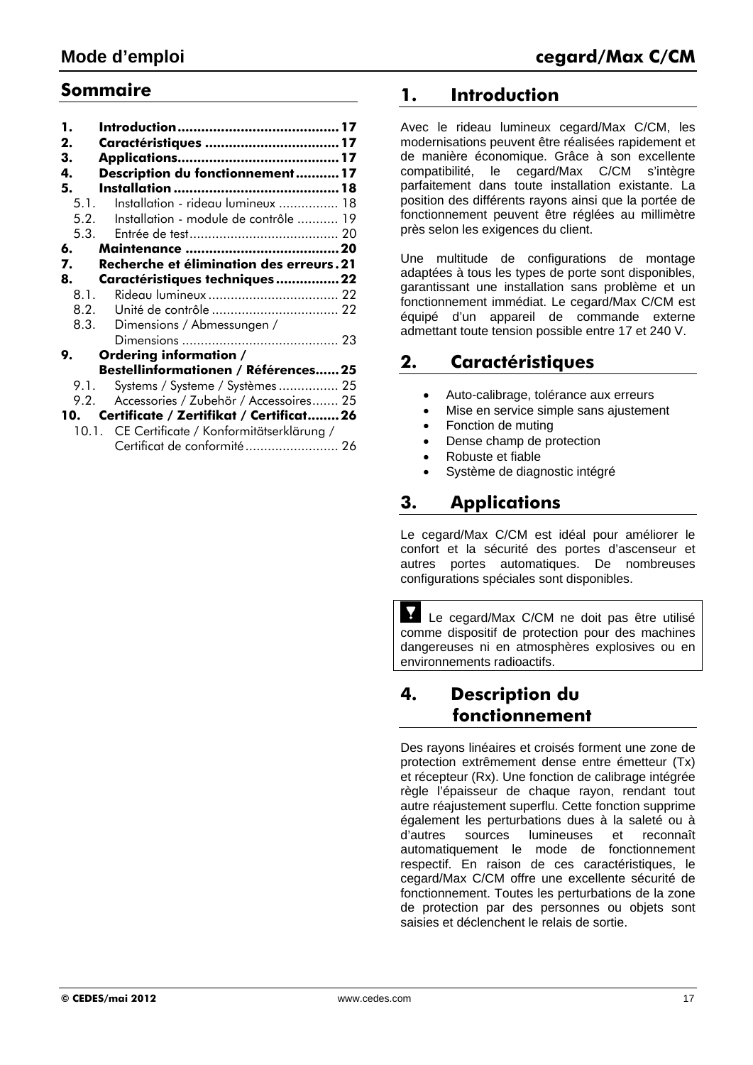## Sommaire

| | | |
|---|---|---|
| **1.** | **Introduction** | **17** |
| **2.** | **Caractéristiques** | **17** |
| **3.** | **Applications** | **17** |
| **4.** | **Description du fonctionnement** | **17** |
| **5.** | **Installation** | **18** |
| 5.1. | Installation - rideau lumineux | 18 |
| 5.2. | Installation - module de contrôle | 19 |
| 5.3. | Entrée de test | 20 |
| **6.** | **Maintenance** | **20** |
| **7.** | **Recherche et élimination des erreurs** | **21** |
| **8.** | **Caractéristiques techniques** | **22** |
| 8.1. | Rideau lumineux | 22 |
| 8.2. | Unité de contrôle | 22 |
| 8.3. | Dimensions / Abmessungen / Dimensions | 23 |
| **9.** | **Ordering information / Bestellinformationen / Références** | **25** |
| 9.1. | Systems / Systeme / Systèmes | 25 |
| 9.2. | Accessories / Zubehör / Accessoires | 25 |
| **10.** | **Certificate / Zertifikat / Certificat** | **26** |
| 10.1. | CE Certificate / Konformitätserklärung / Certificat de conformité | 26 |

## 1. Introduction

Avec le rideau lumineux cegard/Max C/CM, les modernisations peuvent être réalisées rapidement et de manière économique. Grâce à son excellente compatibilité, le cegard/Max C/CM s'intègre parfaitement dans toute installation existante. La position des différents rayons ainsi que la portée de fonctionnement peuvent être réglées au millimètre près selon les exigences du client.

Une multitude de configurations de montage adaptées à tous les types de porte sont disponibles, garantissant une installation sans problème et un fonctionnement immédiat. Le cegard/Max C/CM est équipé d'un appareil de commande externe admettant toute tension possible entre 17 et 240 V.

## 2. Caractéristiques

- Auto-calibrage, tolérance aux erreurs
- Mise en service simple sans ajustement
- Fonction de muting
- Dense champ de protection
- Robuste et fiable
- Système de diagnostic intégré

## 3. Applications

Le cegard/Max C/CM est idéal pour améliorer le confort et la sécurité des portes d'ascenseur et autres portes automatiques. De nombreuses configurations spéciales sont disponibles.

> Le cegard/Max C/CM ne doit pas être utilisé comme dispositif de protection pour des machines dangereuses ni en atmosphères explosives ou en environnements radioactifs.

## 4. Description du fonctionnement

Des rayons linéaires et croisés forment une zone de protection extrêmement dense entre émetteur (Tx) et récepteur (Rx). Une fonction de calibrage intégrée règle l'épaisseur de chaque rayon, rendant tout autre réajustement superflu. Cette fonction supprime également les perturbations dues à la saleté ou à d'autres sources lumineuses et reconnaît automatiquement le mode de fonctionnement respectif. En raison de ces caractéristiques, le cegard/Max C/CM offre une excellente sécurité de fonctionnement. Toutes les perturbations de la zone de protection par des personnes ou objets sont saisies et déclenchent le relais de sortie.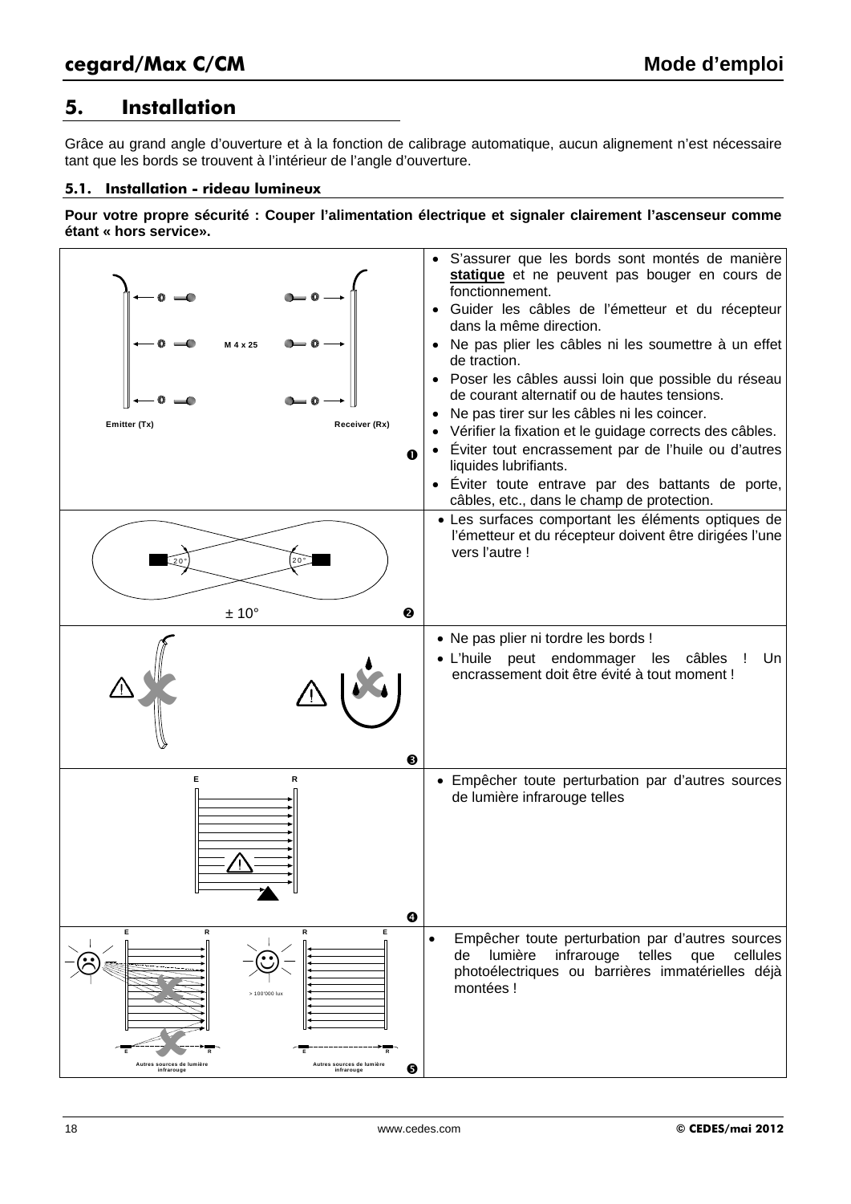## 5. Installation

Grâce au grand angle d'ouverture et à la fonction de calibrage automatique, aucun alignement n'est nécessaire tant que les bords se trouvent à l'intérieur de l'angle d'ouverture.

### 5.1. Installation - rideau lumineux

**Pour votre propre sécurité : Couper l'alimentation électrique et signaler clairement l'ascenseur comme étant « hors service».**

| | |
|---|---|
| M 4 x 25<br>Emitter (Tx) Receiver (Rx)<br>❶ | • S'assurer que les bords sont montés de manière **statique** et ne peuvent pas bouger en cours de fonctionnement.<br>• Guider les câbles de l'émetteur et du récepteur dans la même direction.<br>• Ne pas plier les câbles ni les soumettre à un effet de traction.<br>• Poser les câbles aussi loin que possible du réseau de courant alternatif ou de hautes tensions.<br>• Ne pas tirer sur les câbles ni les coincer.<br>• Vérifier la fixation et le guidage corrects des câbles.<br>• Éviter tout encrassement par de l'huile ou d'autres liquides lubrifiants.<br>• Éviter toute entrave par des battants de porte, câbles, etc., dans le champ de protection. |
| 20° 20°<br>± 10°<br>❷ | • Les surfaces comportant les éléments optiques de l'émetteur et du récepteur doivent être dirigées l'une vers l'autre ! |
| ❸ | • Ne pas plier ni tordre les bords !<br>• L'huile peut endommager les câbles ! Un encrassement doit être évité à tout moment ! |
| E R<br>❹ | • Empêcher toute perturbation par d'autres sources de lumière infrarouge telles |
| E R R E<br>> 100'000 lux<br>E R E R<br>Autres sources de lumière infrarouge<br>Autres sources de lumière infrarouge<br>❺ | • Empêcher toute perturbation par d'autres sources de lumière infrarouge telles que cellules photoélectriques ou barrières immatérielles déjà montées ! |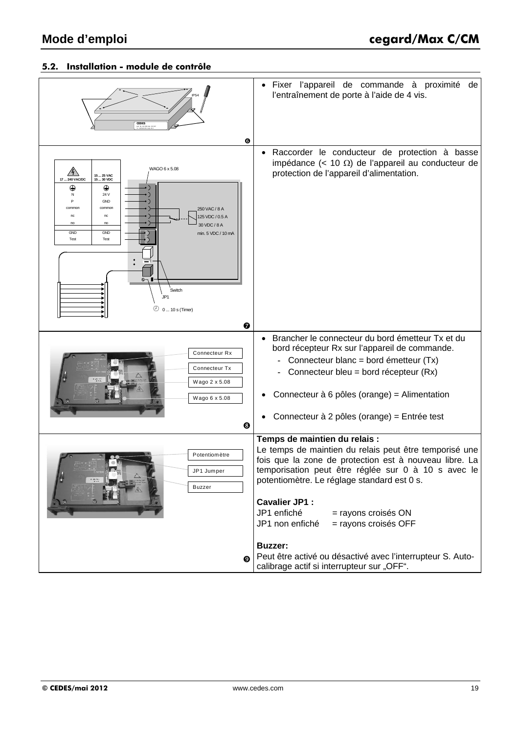## 5.2. Installation - module de contrôle

| | |
|---|---|
| ❻ | • Fixer l'appareil de commande à proximité de l'entraînement de porte à l'aide de 4 vis. |
| ❼ | • Raccorder le conducteur de protection à basse impédance (< 10 Ω) de l'appareil au conducteur de protection de l'appareil d'alimentation. |
| ❽ | • Brancher le connecteur du bord émetteur Tx et du bord récepteur Rx sur l'appareil de commande.<br>- Connecteur blanc = bord émetteur (Tx)<br>- Connecteur bleu = bord récepteur (Rx)<br><br>• Connecteur à 6 pôles (orange) = Alimentation<br><br>• Connecteur à 2 pôles (orange) = Entrée test |
| ❾ | **Temps de maintien du relais :**<br>Le temps de maintien du relais peut être temporisé une fois que la zone de protection est à nouveau libre. La temporisation peut être réglée sur 0 à 10 s avec le potentiomètre. Le réglage standard est 0 s.<br><br>**Cavalier JP1 :**<br>JP1 enfiché = rayons croisés ON<br>JP1 non enfiché = rayons croisés OFF<br><br>**Buzzer:**<br>Peut être activé ou désactivé avec l'interrupteur S. Auto-calibrage actif si interrupteur sur „OFF". |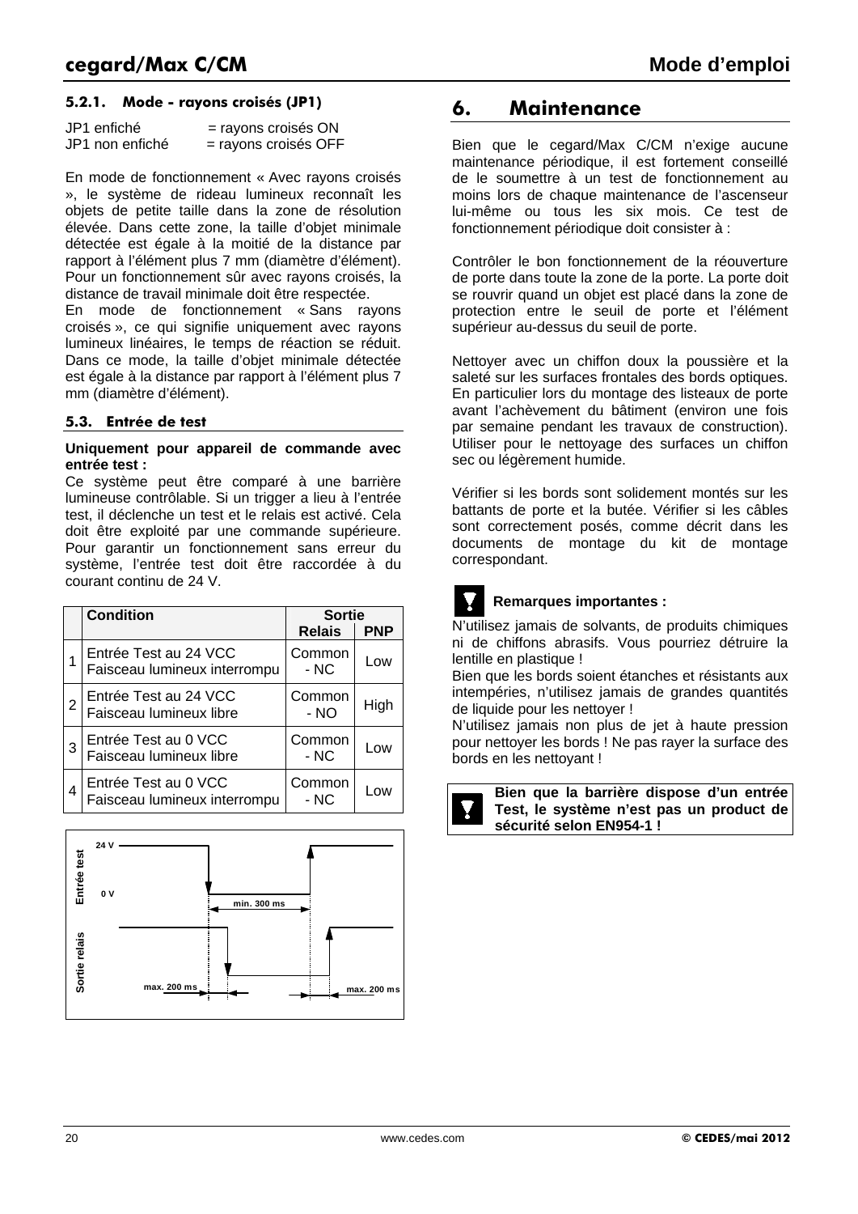#### 5.2.1. Mode - rayons croisés (JP1)

JP1 enfiché = rayons croisés ON
JP1 non enfiché = rayons croisés OFF

En mode de fonctionnement « Avec rayons croisés », le système de rideau lumineux reconnaît les objets de petite taille dans la zone de résolution élevée. Dans cette zone, la taille d'objet minimale détectée est égale à la moitié de la distance par rapport à l'élément plus 7 mm (diamètre d'élément). Pour un fonctionnement sûr avec rayons croisés, la distance de travail minimale doit être respectée.
En mode de fonctionnement « Sans rayons croisés », ce qui signifie uniquement avec rayons lumineux linéaires, le temps de réaction se réduit. Dans ce mode, la taille d'objet minimale détectée est égale à la distance par rapport à l'élément plus 7 mm (diamètre d'élément).

### 5.3. Entrée de test

**Uniquement pour appareil de commande avec entrée test :**
Ce système peut être comparé à une barrière lumineuse contrôlable. Si un trigger a lieu à l'entrée test, il déclenche un test et le relais est activé. Cela doit être exploité par une commande supérieure. Pour garantir un fonctionnement sans erreur du système, l'entrée test doit être raccordée à du courant continu de 24 V.

| | Condition | Sortie | |
|---|---|---|---|
| | | Relais | PNP |
| 1 | Entrée Test au 24 VCC<br>Faisceau lumineux interrompu | Common - NC | Low |
| 2 | Entrée Test au 24 VCC<br>Faisceau lumineux libre | Common - NO | High |
| 3 | Entrée Test au 0 VCC<br>Faisceau lumineux libre | Common - NC | Low |
| 4 | Entrée Test au 0 VCC<br>Faisceau lumineux interrompu | Common - NC | Low |

Entrée test: 24 V / 0 V — min. 300 ms
Sortie relais — max. 200 ms — max. 200 ms

## 6. Maintenance

Bien que le cegard/Max C/CM n'exige aucune maintenance périodique, il est fortement conseillé de le soumettre à un test de fonctionnement au moins lors de chaque maintenance de l'ascenseur lui-même ou tous les six mois. Ce test de fonctionnement périodique doit consister à :

Contrôler le bon fonctionnement de la réouverture de porte dans toute la zone de la porte. La porte doit se rouvrir quand un objet est placé dans la zone de protection entre le seuil de porte et l'élément supérieur au-dessus du seuil de porte.

Nettoyer avec un chiffon doux la poussière et la saleté sur les surfaces frontales des bords optiques. En particulier lors du montage des listeaux de porte avant l'achèvement du bâtiment (environ une fois par semaine pendant les travaux de construction). Utiliser pour le nettoyage des surfaces un chiffon sec ou légèrement humide.

Vérifier si les bords sont solidement montés sur les battants de porte et la butée. Vérifier si les câbles sont correctement posés, comme décrit dans les documents de montage du kit de montage correspondant.

**Remarques importantes :**

N'utilisez jamais de solvants, de produits chimiques ni de chiffons abrasifs. Vous pourriez détruire la lentille en plastique !
Bien que les bords soient étanches et résistants aux intempéries, n'utilisez jamais de grandes quantités de liquide pour les nettoyer !
N'utilisez jamais non plus de jet à haute pression pour nettoyer les bords ! Ne pas rayer la surface des bords en les nettoyant !

**Bien que la barrière dispose d'un entrée Test, le système n'est pas un product de sécurité selon EN954-1 !**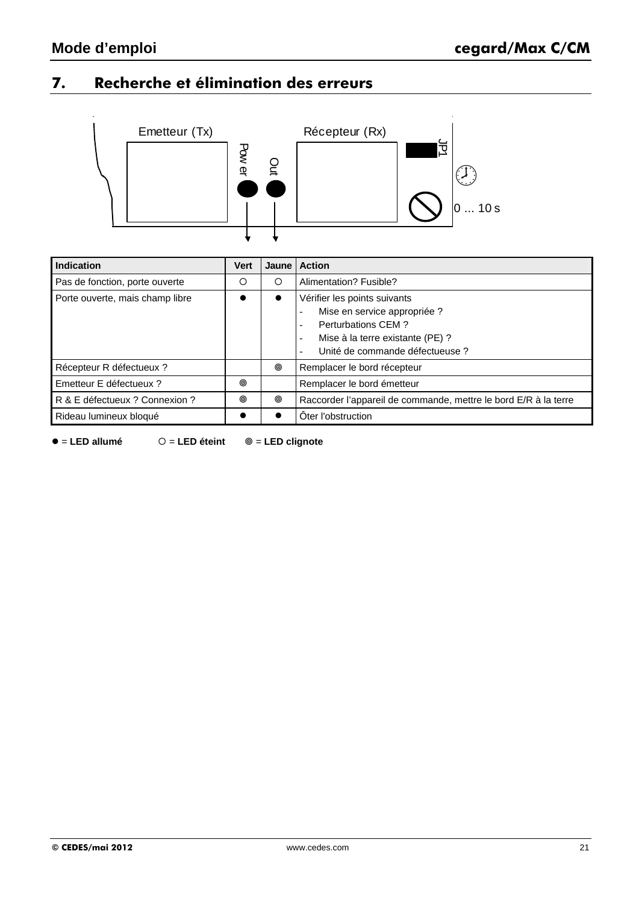## 7. Recherche et élimination des erreurs

Emetteur (Tx)

Power

Out

Récepteur (Rx)

JP1

0 ... 10 s

| Indication | Vert | Jaune | Action |
|---|---|---|---|
| Pas de fonction, porte ouverte | ○ | ○ | Alimentation? Fusible? |
| Porte ouverte, mais champ libre | ● | ● | Vérifier les points suivants<br>- Mise en service appropriée ?<br>- Perturbations CEM ?<br>- Mise à la terre existante (PE) ?<br>- Unité de commande défectueuse ? |
| Récepteur R défectueux ? | | ◎ | Remplacer le bord récepteur |
| Emetteur E défectueux ? | ◎ | | Remplacer le bord émetteur |
| R & E défectueux ? Connexion ? | ◎ | ◎ | Raccorder l'appareil de commande, mettre le bord E/R à la terre |
| Rideau lumineux bloqué | ● | ● | Ôter l'obstruction |

● = **LED allumé** ○ = **LED éteint** ◎ = **LED clignote**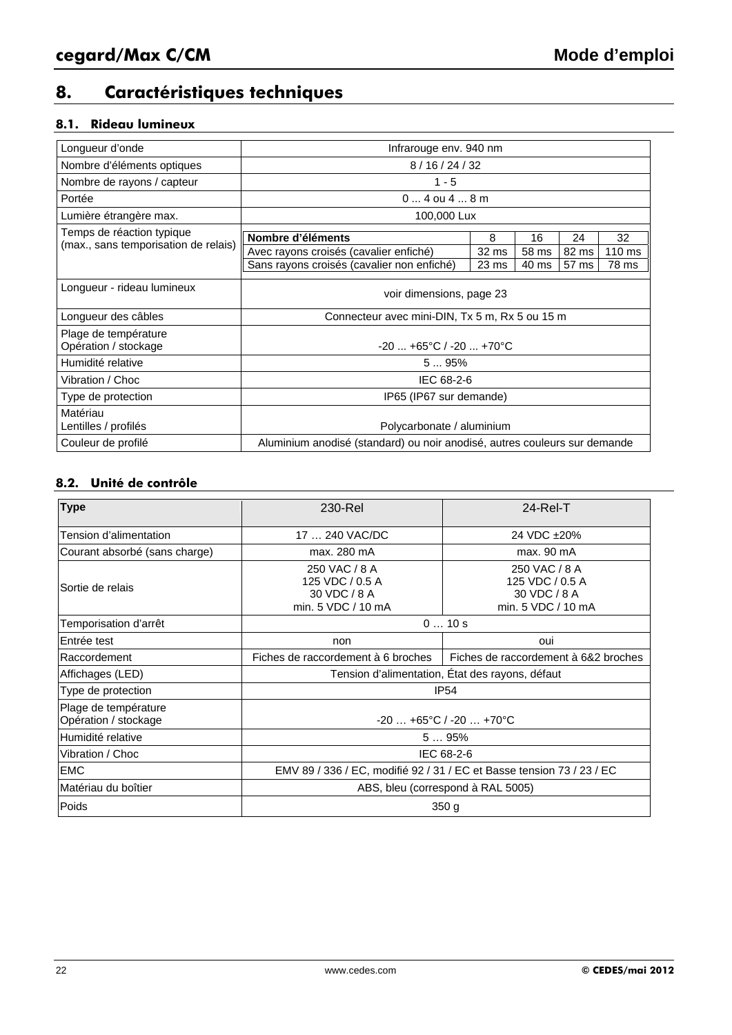## 8. Caractéristiques techniques

### 8.1. Rideau lumineux

| | |
|---|---|
| Longueur d'onde | Infrarouge env. 940 nm |
| Nombre d'éléments optiques | 8 / 16 / 24 / 32 |
| Nombre de rayons / capteur | 1 - 5 |
| Portée | 0 ... 4 ou 4 ... 8 m |
| Lumière étrangère max. | 100,000 Lux |
| Temps de réaction typique (max., sans temporisation de relais) | see table below |
| Longueur - rideau lumineux | voir dimensions, page 23 |
| Longueur des câbles | Connecteur avec mini-DIN, Tx 5 m, Rx 5 ou 15 m |
| Plage de température Opération / stockage | -20 ... +65°C / -20 ... +70°C |
| Humidité relative | 5 ... 95% |
| Vibration / Choc | IEC 68-2-6 |
| Type de protection | IP65 (IP67 sur demande) |
| Matériau Lentilles / profilés | Polycarbonate / aluminium |
| Couleur de profilé | Aluminium anodisé (standard) ou noir anodisé, autres couleurs sur demande |

Temps de réaction typique (max., sans temporisation de relais):

| Nombre d'éléments | 8 | 16 | 24 | 32 |
|---|---|---|---|---|
| Avec rayons croisés (cavalier enfiché) | 32 ms | 58 ms | 82 ms | 110 ms |
| Sans rayons croisés (cavalier non enfiché) | 23 ms | 40 ms | 57 ms | 78 ms |

### 8.2. Unité de contrôle

| Type | 230-Rel | 24-Rel-T |
|---|---|---|
| Tension d'alimentation | 17 … 240 VAC/DC | 24 VDC ±20% |
| Courant absorbé (sans charge) | max. 280 mA | max. 90 mA |
| Sortie de relais | 250 VAC / 8 A<br>125 VDC / 0.5 A<br>30 VDC / 8 A<br>min. 5 VDC / 10 mA | 250 VAC / 8 A<br>125 VDC / 0.5 A<br>30 VDC / 8 A<br>min. 5 VDC / 10 mA |
| Temporisation d'arrêt | 0 … 10 s | |
| Entrée test | non | oui |
| Raccordement | Fiches de raccordement à 6 broches | Fiches de raccordement à 6&2 broches |
| Affichages (LED) | Tension d'alimentation, État des rayons, défaut | |
| Type de protection | IP54 | |
| Plage de température Opération / stockage | -20 … +65°C / -20 … +70°C | |
| Humidité relative | 5 … 95% | |
| Vibration / Choc | IEC 68-2-6 | |
| EMC | EMV 89 / 336 / EC, modifié 92 / 31 / EC et Basse tension 73 / 23 / EC | |
| Matériau du boîtier | ABS, bleu (correspond à RAL 5005) | |
| Poids | 350 g | |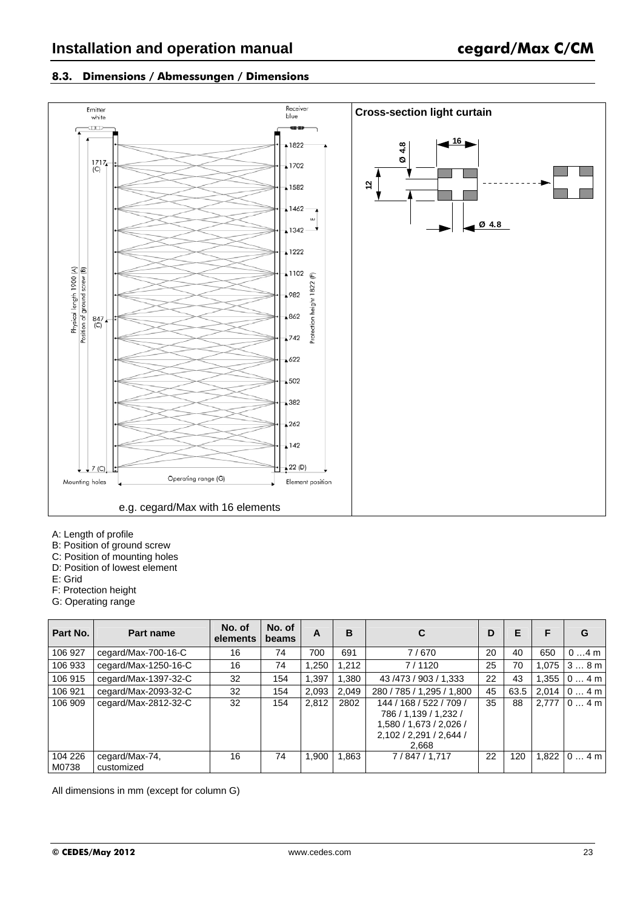## 8.3. Dimensions / Abmessungen / Dimensions

Emitter white | Receiver blue

Cross-section light curtain

e.g. cegard/Max with 16 elements

A: Length of profile
B: Position of ground screw
C: Position of mounting holes
D: Position of lowest element
E: Grid
F: Protection height
G: Operating range

| Part No. | Part name | No. of elements | No. of beams | A | B | C | D | E | F | G |
|---|---|---|---|---|---|---|---|---|---|---|
| 106 927 | cegard/Max-700-16-C | 16 | 74 | 700 | 691 | 7 / 670 | 20 | 40 | 650 | 0 …4 m |
| 106 933 | cegard/Max-1250-16-C | 16 | 74 | 1,250 | 1,212 | 7 / 1120 | 25 | 70 | 1,075 | 3 … 8 m |
| 106 915 | cegard/Max-1397-32-C | 32 | 154 | 1,397 | 1,380 | 43 /473 / 903 / 1,333 | 22 | 43 | 1,355 | 0 … 4 m |
| 106 921 | cegard/Max-2093-32-C | 32 | 154 | 2,093 | 2,049 | 280 / 785 / 1,295 / 1,800 | 45 | 63.5 | 2,014 | 0 … 4 m |
| 106 909 | cegard/Max-2812-32-C | 32 | 154 | 2,812 | 2802 | 144 / 168 / 522 / 709 / 786 / 1,139 / 1,232 / 1,580 / 1,673 / 2,026 / 2,102 / 2,291 / 2,644 / 2,668 | 35 | 88 | 2,777 | 0 … 4 m |
| 104 226 M0738 | cegard/Max-74, customized | 16 | 74 | 1,900 | 1,863 | 7 / 847 / 1,717 | 22 | 120 | 1,822 | 0 … 4 m |

All dimensions in mm (except for column G)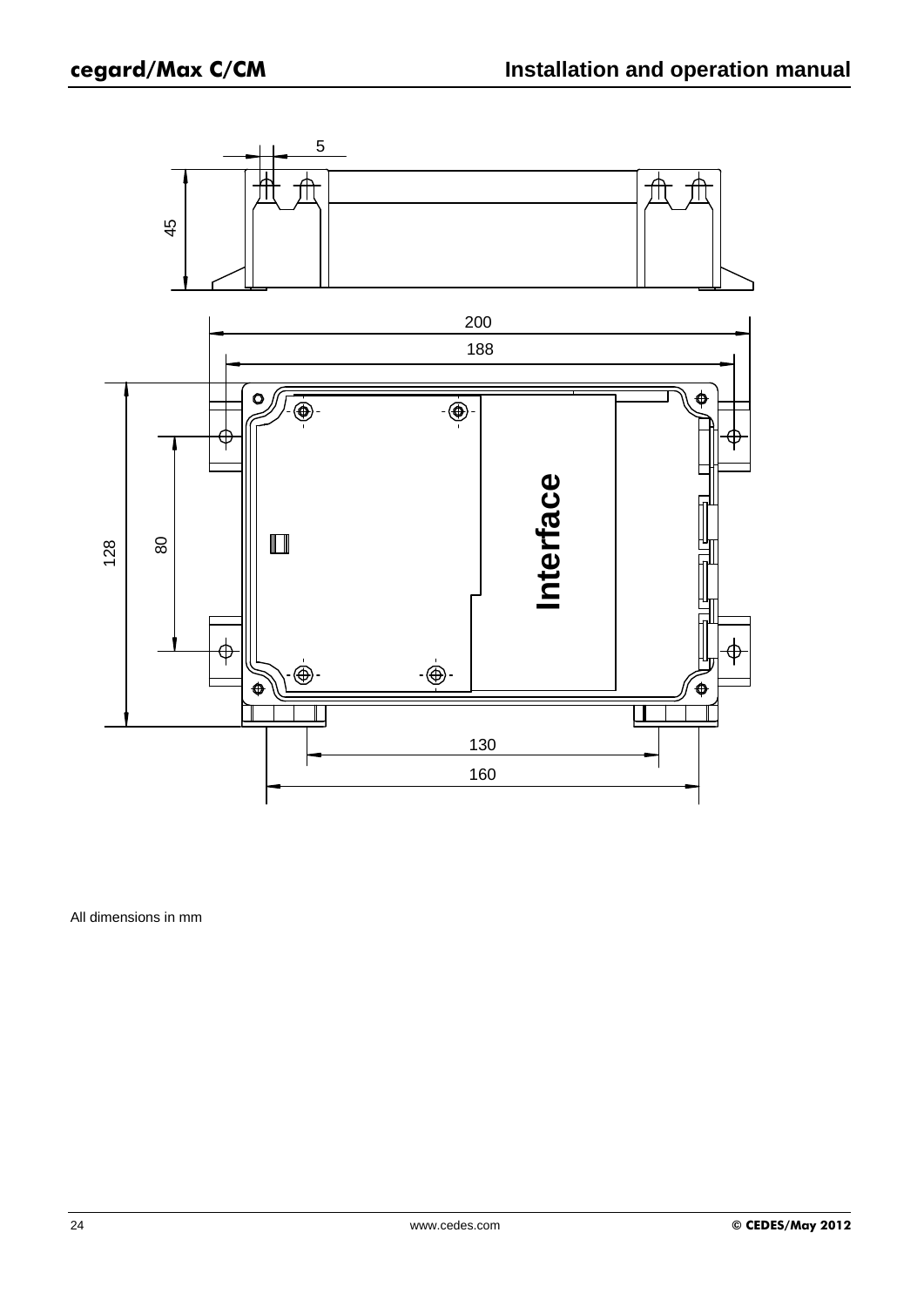All dimensions in mm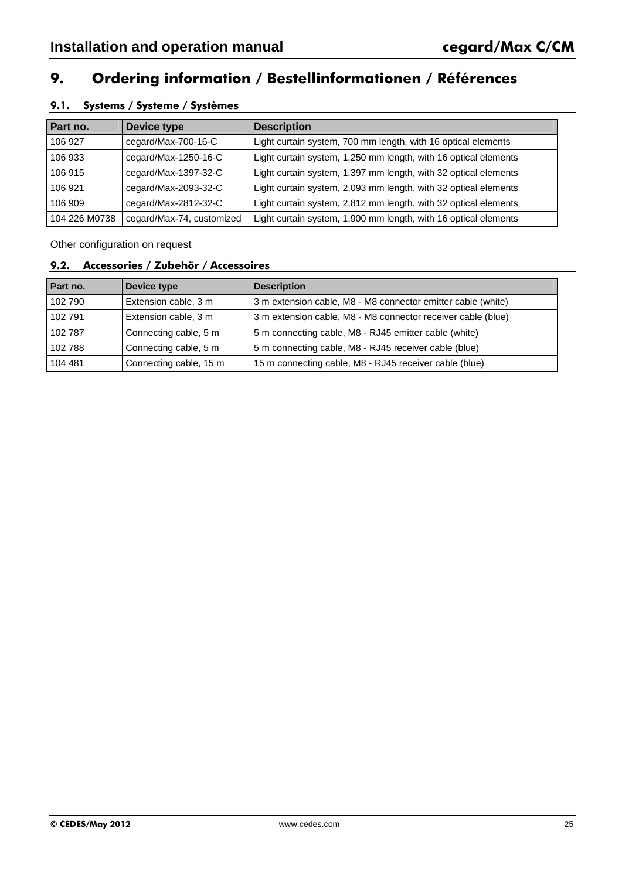# 9. Ordering information / Bestellinformationen / Références

## 9.1. Systems / Systeme / Systèmes

| Part no. | Device type | Description |
|---|---|---|
| 106 927 | cegard/Max-700-16-C | Light curtain system, 700 mm length, with 16 optical elements |
| 106 933 | cegard/Max-1250-16-C | Light curtain system, 1,250 mm length, with 16 optical elements |
| 106 915 | cegard/Max-1397-32-C | Light curtain system, 1,397 mm length, with 32 optical elements |
| 106 921 | cegard/Max-2093-32-C | Light curtain system, 2,093 mm length, with 32 optical elements |
| 106 909 | cegard/Max-2812-32-C | Light curtain system, 2,812 mm length, with 32 optical elements |
| 104 226 M0738 | cegard/Max-74, customized | Light curtain system, 1,900 mm length, with 16 optical elements |

Other configuration on request

## 9.2. Accessories / Zubehör / Accessoires

| Part no. | Device type | Description |
|---|---|---|
| 102 790 | Extension cable, 3 m | 3 m extension cable, M8 - M8 connector emitter cable (white) |
| 102 791 | Extension cable, 3 m | 3 m extension cable, M8 - M8 connector receiver cable (blue) |
| 102 787 | Connecting cable, 5 m | 5 m connecting cable, M8 - RJ45 emitter cable (white) |
| 102 788 | Connecting cable, 5 m | 5 m connecting cable, M8 - RJ45 receiver cable (blue) |
| 104 481 | Connecting cable, 15 m | 15 m connecting cable, M8 - RJ45 receiver cable (blue) |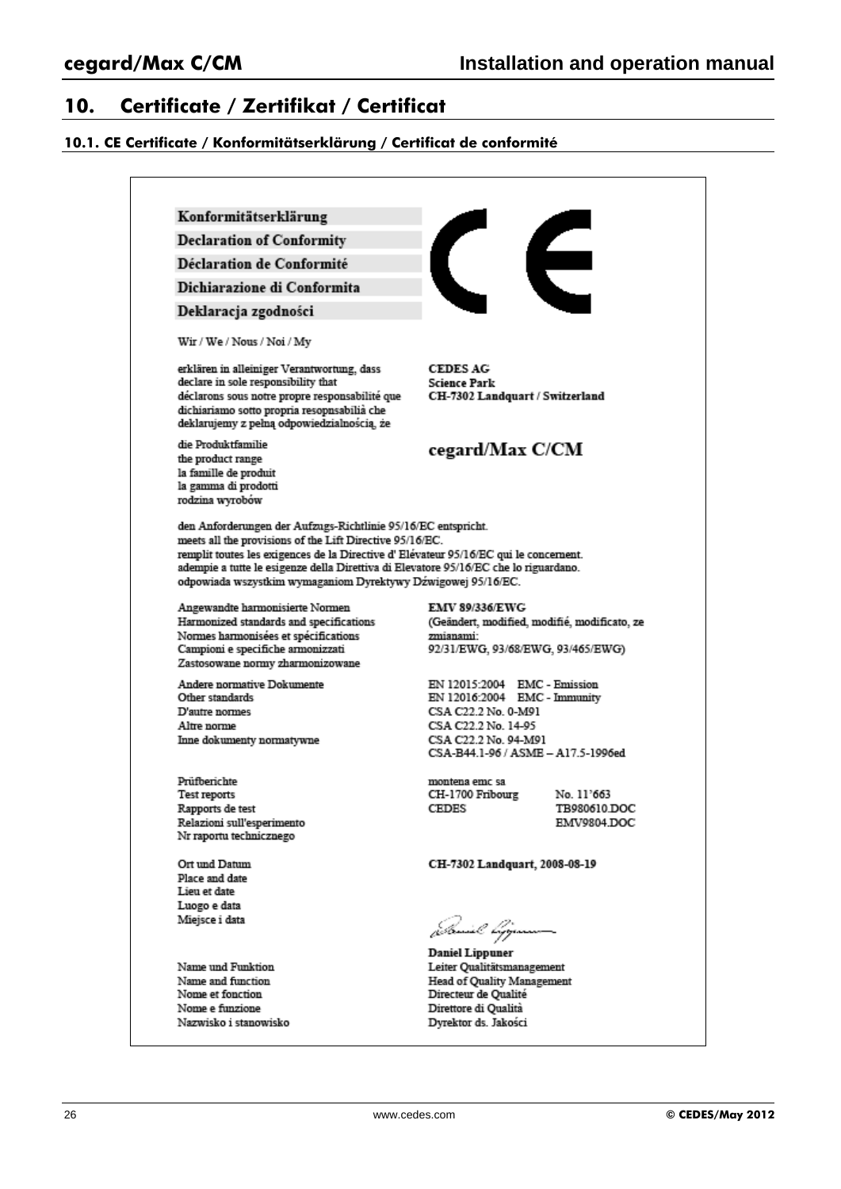# 10. Certificate / Zertifikat / Certificat

## 10.1. CE Certificate / Konformitätserklärung / Certificat de conformité

**Konformitätserklärung**

**Declaration of Conformity**

**Déclaration de Conformité**

**Dichiarazione di Conformita**

**Deklaracja zgodności**

CE

Wir / We / Nous / Noi / My

| | |
|---|---|
| erklären in alleiniger Verantwortung, dass<br>declare in sole responsibility that<br>déclarons sous notre propre responsabilité que<br>dichiariamo sotto propria resopnsabilià che<br>deklarujemy z pełną odpowiedzialnością, że | **CEDES AG**<br>**Science Park**<br>**CH-7302 Landquart / Switzerland** |
| die Produktfamilie<br>the product range<br>la famille de produit<br>la gamma di prodotti<br>rodzina wyrobów | **cegard/Max C/CM** |

den Anforderungen der Aufzugs-Richtlinie 95/16/EC entspricht.
meets all the provisions of the Lift Directive 95/16/EC.
remplit toutes les exigences de la Directive d' Elévateur 95/16/EC qui le concernent.
adempie a tutte le esigenze della Direttiva di Elevatore 95/16/EC che lo riguardano.
odpowiada wszystkim wymaganiom Dyrektywy Dźwigowej 95/16/EC.

| | | |
|---|---|---|
| Angewandte harmonisierte Normen<br>Harmonized standards and specifications<br>Normes harmonisées et spécifications<br>Campioni e specifiche armonizzati<br>Zastosowane normy zharmonizowane | **EMV 89/336/EWG**<br>(Geändert, modified, modifié, modificato, ze zmianami:<br>92/31/EWG, 93/68/EWG, 93/465/EWG) | |
| Andere normative Dokumente<br>Other standards<br>D'autre normes<br>Altre norme<br>Inne dokumenty normatywne | EN 12015:2004 EMC - Emission<br>EN 12016:2004 EMC - Immunity<br>CSA C22.2 No. 0-M91<br>CSA C22.2 No. 14-95<br>CSA C22.2 No. 94-M91<br>CSA-B44.1-96 / ASME – A17.5-1996ed | |
| Prüfberichte<br>Test reports<br>Rapports de test<br>Relazioni sull'esperimento<br>Nr raportu technicznego | montena emc sa<br>CH-1700 Fribourg<br>CEDES | <br>No. 11'663<br>TB980610.DOC<br>EMV9804.DOC |
| Ort und Datum<br>Place and date<br>Lieu et date<br>Luogo e data<br>Miejsce i data | **CH-7302 Landquart, 2008-08-19** | |
| Name und Funktion<br>Name and function<br>Nome et fonction<br>Nome e funzione<br>Nazwisko i stanowisko | **Daniel Lippuner**<br>Leiter Qualitätsmanagement<br>Head of Quality Management<br>Directeur de Qualité<br>Direttore di Qualità<br>Dyrektor ds. Jakości | |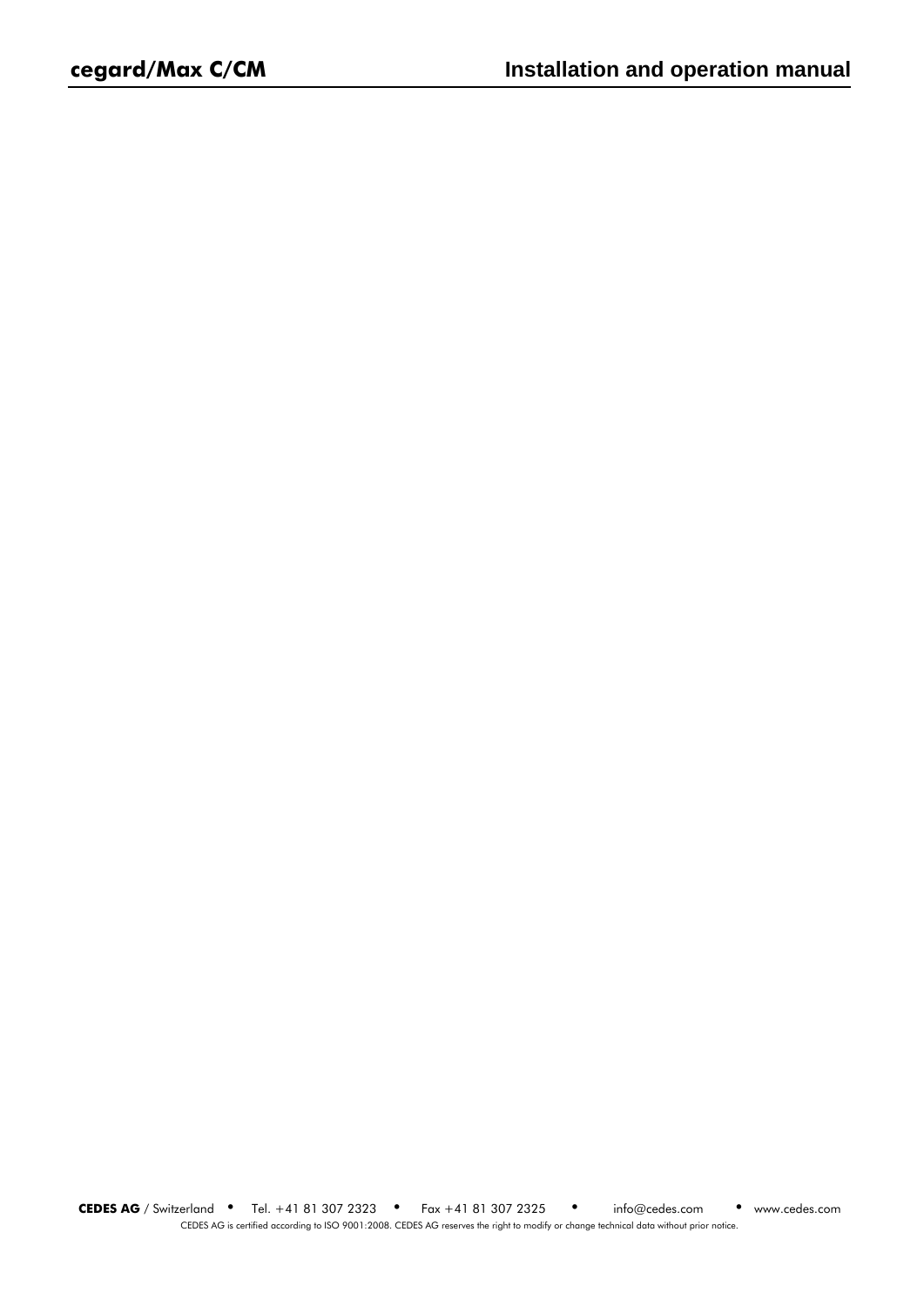**CEDES AG** / Switzerland • Tel. +41 81 307 2323 • Fax +41 81 307 2325 • info@cedes.com • www.cedes.com

CEDES AG is certified according to ISO 9001:2008. CEDES AG reserves the right to modify or change technical data without prior notice.